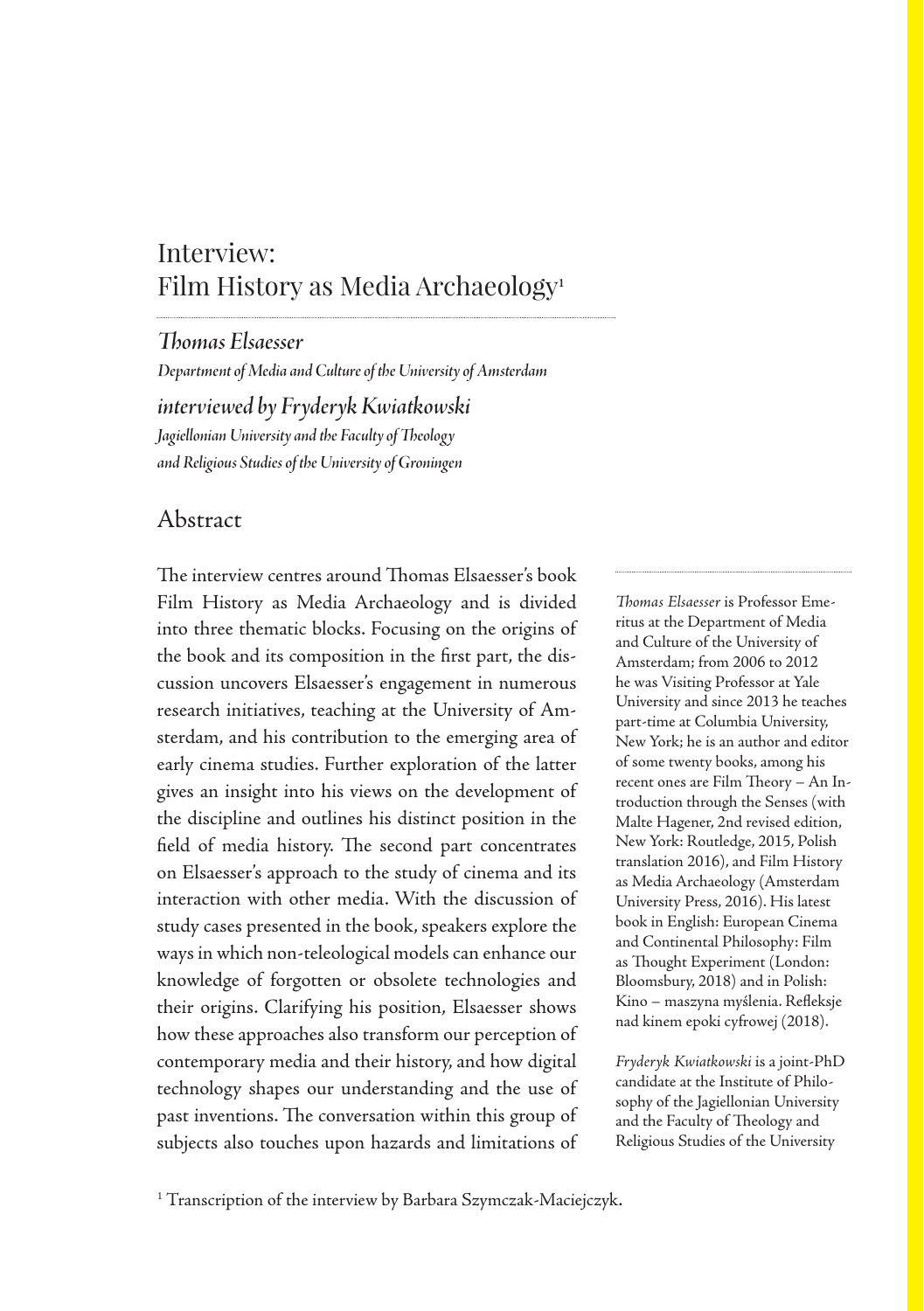# Interview: Film History as Media Archaeology[1]

## *Thomas Elsaesser*

*Department of Media and Culture of the University of Amsterdam*

## *interviewed by Fryderyk Kwiatkowski*

*Jagiellonian University and the Faculty of Theology and Religious Studies of the University of Groningen*

## Abstract

The interview centres around Thomas Elsaesser's book Film History as Media Archaeology and is divided into three thematic blocks. Focusing on the origins of the book and its composition in the first part, the discussion uncovers Elsaesser's engagement in numerous research initiatives, teaching at the University of Amsterdam, and his contribution to the emerging area of early cinema studies. Further exploration of the latter gives an insight into his views on the development of the discipline and outlines his distinct position in the field of media history. The second part concentrates on Elsaesser's approach to the study of cinema and its interaction with other media. With the discussion of study cases presented in the book, speakers explore the ways in which non-teleological models can enhance our knowledge of forgotten or obsolete technologies and their origins. Clarifying his position, Elsaesser shows how these approaches also transform our perception of contemporary media and their history, and how digital technology shapes our understanding and the use of past inventions. The conversation within this group of subjects also touches upon hazards and limitations of

*Thomas Elsaesser* is Professor Emeritus at the Department of Media and Culture of the University of Amsterdam; from 2006 to 2012 he was Visiting Professor at Yale University and since 2013 he teaches part-time at Columbia University, New York; he is an author and editor of some twenty books, among his recent ones are Film Theory – An Introduction through the Senses (with Malte Hagener, 2nd revised edition, New York: Routledge, 2015, Polish translation 2016), and Film History as Media Archaeology (Amsterdam University Press, 2016). His latest book in English: European Cinema and Continental Philosophy: Film as Thought Experiment (London: Bloomsbury, 2018) and in Polish: Kino – maszyna myślenia. Refleksje nad kinem epoki cyfrowej (2018).

*Fryderyk Kwiatkowski* is a joint-PhD candidate at the Institute of Philosophy of the Jagiellonian University and the Faculty of Theology and Religious Studies of the University

[1] Transcription of the interview by Barbara Szymczak-Maciejczyk.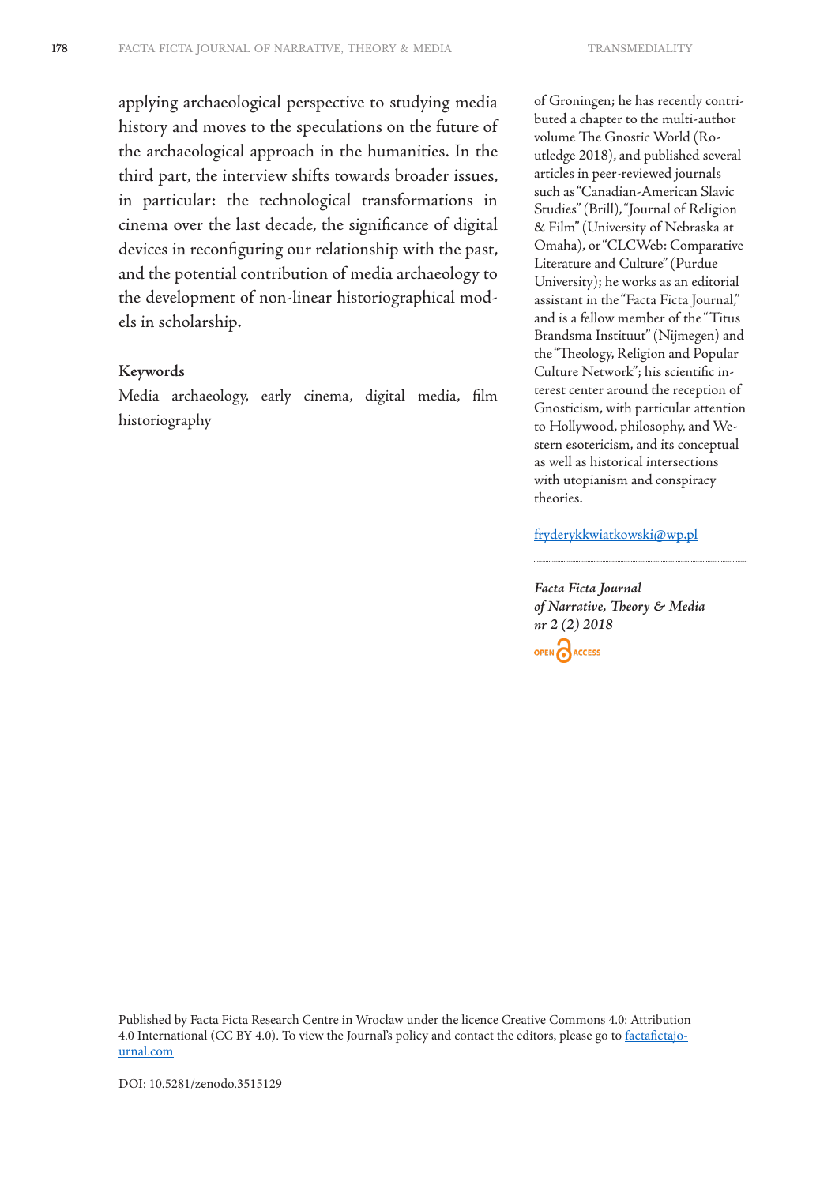applying archaeological perspective to studying media history and moves to the speculations on the future of the archaeological approach in the humanities. In the third part, the interview shifts towards broader issues, in particular: the technological transformations in cinema over the last decade, the significance of digital devices in reconfiguring our relationship with the past, and the potential contribution of media archaeology to the development of non-linear historiographical models in scholarship.

**Keywords**

Media archaeology, early cinema, digital media, film historiography

of Groningen; he has recently contributed a chapter to the multi-author volume The Gnostic World (Routledge 2018), and published several articles in peer-reviewed journals such as "Canadian-American Slavic Studies" (Brill), "Journal of Religion & Film" (University of Nebraska at Omaha), or "CLCWeb: Comparative Literature and Culture" (Purdue University); he works as an editorial assistant in the "Facta Ficta Journal," and is a fellow member of the "Titus Brandsma Instituut" (Nijmegen) and the "Theology, Religion and Popular Culture Network"; his scientific interest center around the reception of Gnosticism, with particular attention to Hollywood, philosophy, and Western esotericism, and its conceptual as well as historical intersections with utopianism and conspiracy theories.

fryderykkwiatkowski@wp.pl

*Facta Ficta Journal of Narrative, Theory & Media nr 2 (2) 2018*

OPEN ACCESS

Published by Facta Ficta Research Centre in Wrocław under the licence Creative Commons 4.0: Attribution 4.0 International (CC BY 4.0). To view the Journal's policy and contact the editors, please go to factafictajournal.com

DOI: 10.5281/zenodo.3515129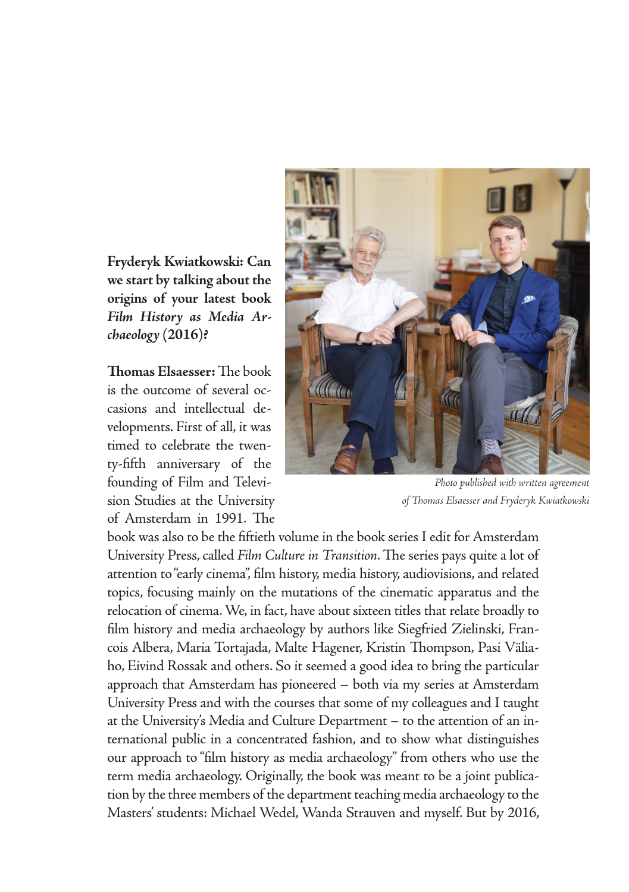Photo published with written agreement of Thomas Elsaesser and Fryderyk Kwiatkowski

**Fryderyk Kwiatkowski: Can we start by talking about the origins of your latest book *Film History as Media Archaeology* (2016)?**

**Thomas Elsaesser:** The book is the outcome of several occasions and intellectual developments. First of all, it was timed to celebrate the twenty-fifth anniversary of the founding of Film and Television Studies at the University of Amsterdam in 1991. The book was also to be the fiftieth volume in the book series I edit for Amsterdam University Press, called *Film Culture in Transition*. The series pays quite a lot of attention to "early cinema", film history, media history, audiovisions, and related topics, focusing mainly on the mutations of the cinematic apparatus and the relocation of cinema. We, in fact, have about sixteen titles that relate broadly to film history and media archaeology by authors like Siegfried Zielinski, Francois Albera, Maria Tortajada, Malte Hagener, Kristin Thompson, Pasi Väliaho, Eivind Rossak and others. So it seemed a good idea to bring the particular approach that Amsterdam has pioneered – both via my series at Amsterdam University Press and with the courses that some of my colleagues and I taught at the University's Media and Culture Department – to the attention of an international public in a concentrated fashion, and to show what distinguishes our approach to "film history as media archaeology" from others who use the term media archaeology. Originally, the book was meant to be a joint publication by the three members of the department teaching media archaeology to the Masters' students: Michael Wedel, Wanda Strauven and myself. But by 2016,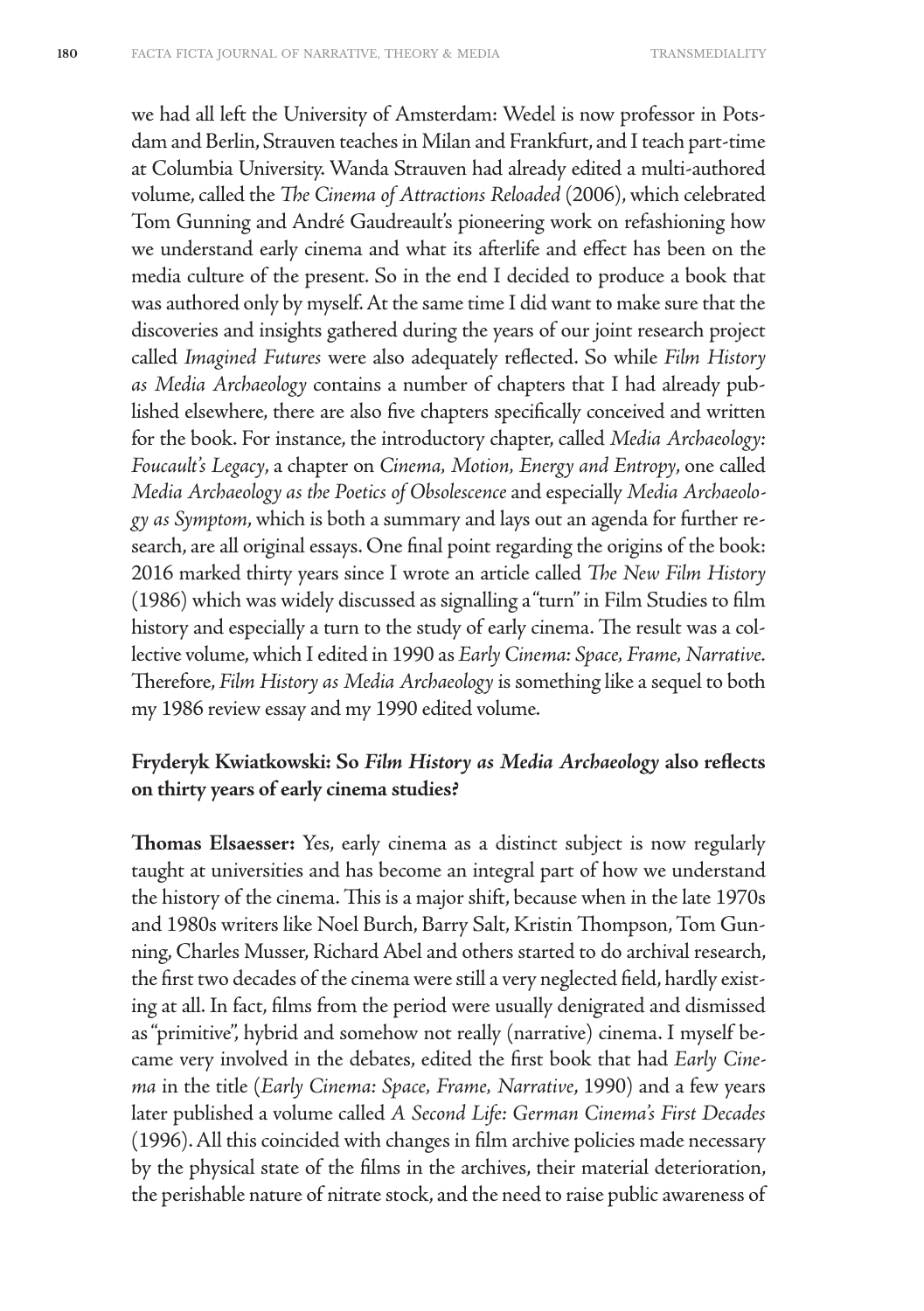we had all left the University of Amsterdam: Wedel is now professor in Potsdam and Berlin, Strauven teaches in Milan and Frankfurt, and I teach part-time at Columbia University. Wanda Strauven had already edited a multi-authored volume, called the *The Cinema of Attractions Reloaded* (2006), which celebrated Tom Gunning and André Gaudreault's pioneering work on refashioning how we understand early cinema and what its afterlife and effect has been on the media culture of the present. So in the end I decided to produce a book that was authored only by myself. At the same time I did want to make sure that the discoveries and insights gathered during the years of our joint research project called *Imagined Futures* were also adequately reflected. So while *Film History as Media Archaeology* contains a number of chapters that I had already published elsewhere, there are also five chapters specifically conceived and written for the book. For instance, the introductory chapter, called *Media Archaeology: Foucault's Legacy*, a chapter on *Cinema, Motion, Energy and Entropy*, one called *Media Archaeology as the Poetics of Obsolescence* and especially *Media Archaeology as Symptom*, which is both a summary and lays out an agenda for further research, are all original essays. One final point regarding the origins of the book: 2016 marked thirty years since I wrote an article called *The New Film History* (1986) which was widely discussed as signalling a "turn" in Film Studies to film history and especially a turn to the study of early cinema. The result was a collective volume, which I edited in 1990 as *Early Cinema: Space, Frame, Narrative*. Therefore, *Film History as Media Archaeology* is something like a sequel to both my 1986 review essay and my 1990 edited volume.

**Fryderyk Kwiatkowski: So *Film History as Media Archaeology* also reflects on thirty years of early cinema studies?**

**Thomas Elsaesser:** Yes, early cinema as a distinct subject is now regularly taught at universities and has become an integral part of how we understand the history of the cinema. This is a major shift, because when in the late 1970s and 1980s writers like Noel Burch, Barry Salt, Kristin Thompson, Tom Gunning, Charles Musser, Richard Abel and others started to do archival research, the first two decades of the cinema were still a very neglected field, hardly existing at all. In fact, films from the period were usually denigrated and dismissed as "primitive", hybrid and somehow not really (narrative) cinema. I myself became very involved in the debates, edited the first book that had *Early Cinema* in the title (*Early Cinema: Space, Frame, Narrative*, 1990) and a few years later published a volume called *A Second Life: German Cinema's First Decades* (1996). All this coincided with changes in film archive policies made necessary by the physical state of the films in the archives, their material deterioration, the perishable nature of nitrate stock, and the need to raise public awareness of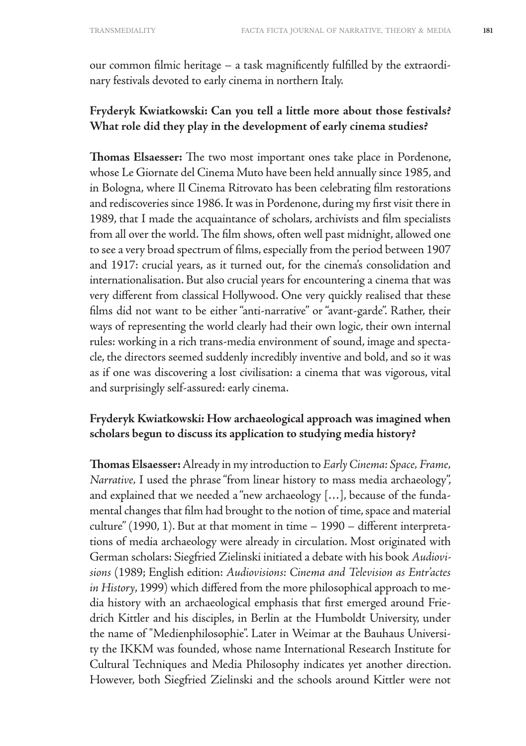our common filmic heritage – a task magnificently fulfilled by the extraordinary festivals devoted to early cinema in northern Italy.

**Fryderyk Kwiatkowski: Can you tell a little more about those festivals? What role did they play in the development of early cinema studies?**

**Thomas Elsaesser:** The two most important ones take place in Pordenone, whose Le Giornate del Cinema Muto have been held annually since 1985, and in Bologna, where Il Cinema Ritrovato has been celebrating film restorations and rediscoveries since 1986. It was in Pordenone, during my first visit there in 1989, that I made the acquaintance of scholars, archivists and film specialists from all over the world. The film shows, often well past midnight, allowed one to see a very broad spectrum of films, especially from the period between 1907 and 1917: crucial years, as it turned out, for the cinema's consolidation and internationalisation. But also crucial years for encountering a cinema that was very different from classical Hollywood. One very quickly realised that these films did not want to be either "anti-narrative" or "avant-garde". Rather, their ways of representing the world clearly had their own logic, their own internal rules: working in a rich trans-media environment of sound, image and spectacle, the directors seemed suddenly incredibly inventive and bold, and so it was as if one was discovering a lost civilisation: a cinema that was vigorous, vital and surprisingly self-assured: early cinema.

**Fryderyk Kwiatkowski: How archaeological approach was imagined when scholars begun to discuss its application to studying media history?**

**Thomas Elsaesser:** Already in my introduction to *Early Cinema: Space, Frame, Narrative*, I used the phrase "from linear history to mass media archaeology", and explained that we needed a "new archaeology […], because of the fundamental changes that film had brought to the notion of time, space and material culture" (1990, 1). But at that moment in time – 1990 – different interpretations of media archaeology were already in circulation. Most originated with German scholars: Siegfried Zielinski initiated a debate with his book *Audiovisions* (1989; English edition: *Audiovisions: Cinema and Television as Entr'actes in History*, 1999) which differed from the more philosophical approach to media history with an archaeological emphasis that first emerged around Friedrich Kittler and his disciples, in Berlin at the Humboldt University, under the name of "Medienphilosophie". Later in Weimar at the Bauhaus University the IKKM was founded, whose name International Research Institute for Cultural Techniques and Media Philosophy indicates yet another direction. However, both Siegfried Zielinski and the schools around Kittler were not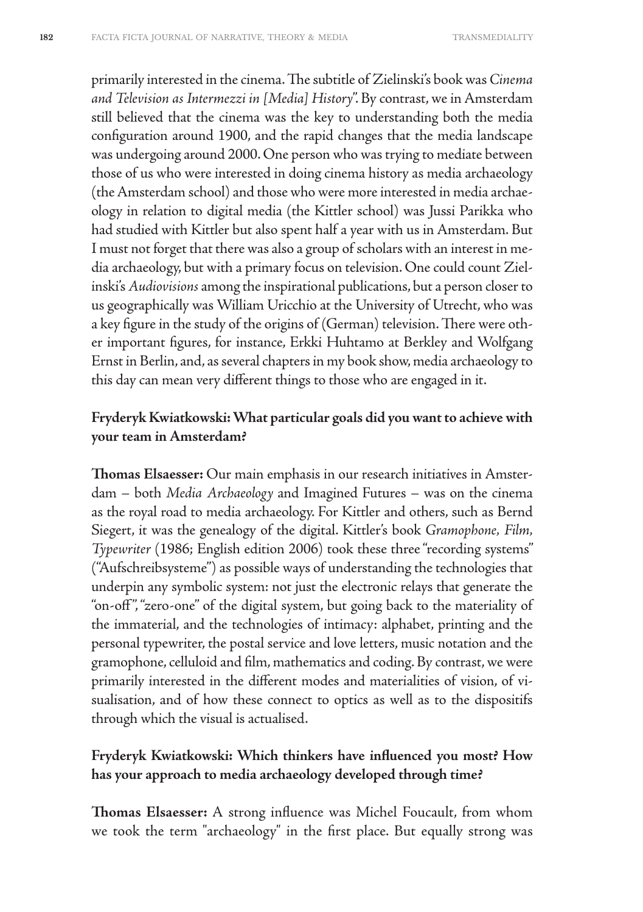primarily interested in the cinema. The subtitle of Zielinski's book was *Cinema and Television as Intermezzi in [Media] History*". By contrast, we in Amsterdam still believed that the cinema was the key to understanding both the media configuration around 1900, and the rapid changes that the media landscape was undergoing around 2000. One person who was trying to mediate between those of us who were interested in doing cinema history as media archaeology (the Amsterdam school) and those who were more interested in media archaeology in relation to digital media (the Kittler school) was Jussi Parikka who had studied with Kittler but also spent half a year with us in Amsterdam. But I must not forget that there was also a group of scholars with an interest in media archaeology, but with a primary focus on television. One could count Zielinski's *Audiovisions* among the inspirational publications, but a person closer to us geographically was William Uricchio at the University of Utrecht, who was a key figure in the study of the origins of (German) television. There were other important figures, for instance, Erkki Huhtamo at Berkley and Wolfgang Ernst in Berlin, and, as several chapters in my book show, media archaeology to this day can mean very different things to those who are engaged in it.

**Fryderyk Kwiatkowski: What particular goals did you want to achieve with your team in Amsterdam?**

**Thomas Elsaesser:** Our main emphasis in our research initiatives in Amsterdam – both *Media Archaeology* and Imagined Futures – was on the cinema as the royal road to media archaeology. For Kittler and others, such as Bernd Siegert, it was the genealogy of the digital. Kittler's book *Gramophone, Film, Typewriter* (1986; English edition 2006) took these three "recording systems" ("Aufschreibsysteme") as possible ways of understanding the technologies that underpin any symbolic system: not just the electronic relays that generate the "on-off", "zero-one" of the digital system, but going back to the materiality of the immaterial, and the technologies of intimacy: alphabet, printing and the personal typewriter, the postal service and love letters, music notation and the gramophone, celluloid and film, mathematics and coding. By contrast, we were primarily interested in the different modes and materialities of vision, of visualisation, and of how these connect to optics as well as to the dispositifs through which the visual is actualised.

**Fryderyk Kwiatkowski: Which thinkers have influenced you most? How has your approach to media archaeology developed through time?**

**Thomas Elsaesser:** A strong influence was Michel Foucault, from whom we took the term "archaeology" in the first place. But equally strong was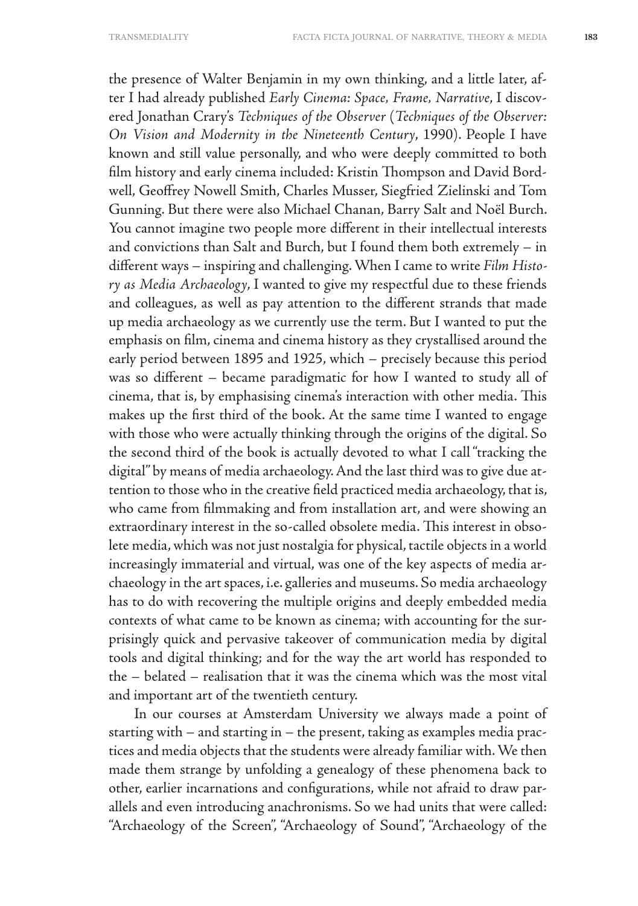the presence of Walter Benjamin in my own thinking, and a little later, after I had already published *Early Cinema: Space, Frame, Narrative*, I discovered Jonathan Crary's *Techniques of the Observer* (*Techniques of the Observer: On Vision and Modernity in the Nineteenth Century*, 1990). People I have known and still value personally, and who were deeply committed to both film history and early cinema included: Kristin Thompson and David Bordwell, Geoffrey Nowell Smith, Charles Musser, Siegfried Zielinski and Tom Gunning. But there were also Michael Chanan, Barry Salt and Noël Burch. You cannot imagine two people more different in their intellectual interests and convictions than Salt and Burch, but I found them both extremely – in different ways – inspiring and challenging. When I came to write *Film History as Media Archaeology*, I wanted to give my respectful due to these friends and colleagues, as well as pay attention to the different strands that made up media archaeology as we currently use the term. But I wanted to put the emphasis on film, cinema and cinema history as they crystallised around the early period between 1895 and 1925, which – precisely because this period was so different – became paradigmatic for how I wanted to study all of cinema, that is, by emphasising cinema's interaction with other media. This makes up the first third of the book. At the same time I wanted to engage with those who were actually thinking through the origins of the digital. So the second third of the book is actually devoted to what I call "tracking the digital" by means of media archaeology. And the last third was to give due attention to those who in the creative field practiced media archaeology, that is, who came from filmmaking and from installation art, and were showing an extraordinary interest in the so-called obsolete media. This interest in obsolete media, which was not just nostalgia for physical, tactile objects in a world increasingly immaterial and virtual, was one of the key aspects of media archaeology in the art spaces, i.e. galleries and museums. So media archaeology has to do with recovering the multiple origins and deeply embedded media contexts of what came to be known as cinema; with accounting for the surprisingly quick and pervasive takeover of communication media by digital tools and digital thinking; and for the way the art world has responded to the – belated – realisation that it was the cinema which was the most vital and important art of the twentieth century.

In our courses at Amsterdam University we always made a point of starting with – and starting in – the present, taking as examples media practices and media objects that the students were already familiar with. We then made them strange by unfolding a genealogy of these phenomena back to other, earlier incarnations and configurations, while not afraid to draw parallels and even introducing anachronisms. So we had units that were called: "Archaeology of the Screen", "Archaeology of Sound", "Archaeology of the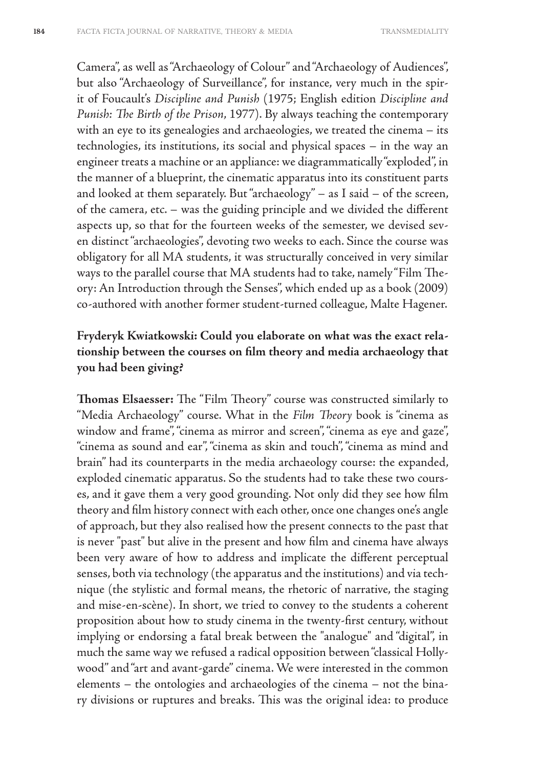Camera", as well as "Archaeology of Colour" and "Archaeology of Audiences", but also "Archaeology of Surveillance", for instance, very much in the spirit of Foucault's *Discipline and Punish* (1975; English edition *Discipline and Punish: The Birth of the Prison*, 1977). By always teaching the contemporary with an eye to its genealogies and archaeologies, we treated the cinema – its technologies, its institutions, its social and physical spaces – in the way an engineer treats a machine or an appliance: we diagrammatically "exploded", in the manner of a blueprint, the cinematic apparatus into its constituent parts and looked at them separately. But "archaeology" – as I said – of the screen, of the camera, etc. – was the guiding principle and we divided the different aspects up, so that for the fourteen weeks of the semester, we devised seven distinct "archaeologies", devoting two weeks to each. Since the course was obligatory for all MA students, it was structurally conceived in very similar ways to the parallel course that MA students had to take, namely "Film Theory: An Introduction through the Senses", which ended up as a book (2009) co-authored with another former student-turned colleague, Malte Hagener.

**Fryderyk Kwiatkowski: Could you elaborate on what was the exact relationship between the courses on film theory and media archaeology that you had been giving?**

**Thomas Elsaesser:** The "Film Theory" course was constructed similarly to "Media Archaeology" course. What in the *Film Theory* book is "cinema as window and frame", "cinema as mirror and screen", "cinema as eye and gaze", "cinema as sound and ear", "cinema as skin and touch", "cinema as mind and brain" had its counterparts in the media archaeology course: the expanded, exploded cinematic apparatus. So the students had to take these two courses, and it gave them a very good grounding. Not only did they see how film theory and film history connect with each other, once one changes one's angle of approach, but they also realised how the present connects to the past that is never "past" but alive in the present and how film and cinema have always been very aware of how to address and implicate the different perceptual senses, both via technology (the apparatus and the institutions) and via technique (the stylistic and formal means, the rhetoric of narrative, the staging and mise-en-scène). In short, we tried to convey to the students a coherent proposition about how to study cinema in the twenty-first century, without implying or endorsing a fatal break between the "analogue" and "digital", in much the same way we refused a radical opposition between "classical Hollywood" and "art and avant-garde" cinema. We were interested in the common elements – the ontologies and archaeologies of the cinema – not the binary divisions or ruptures and breaks. This was the original idea: to produce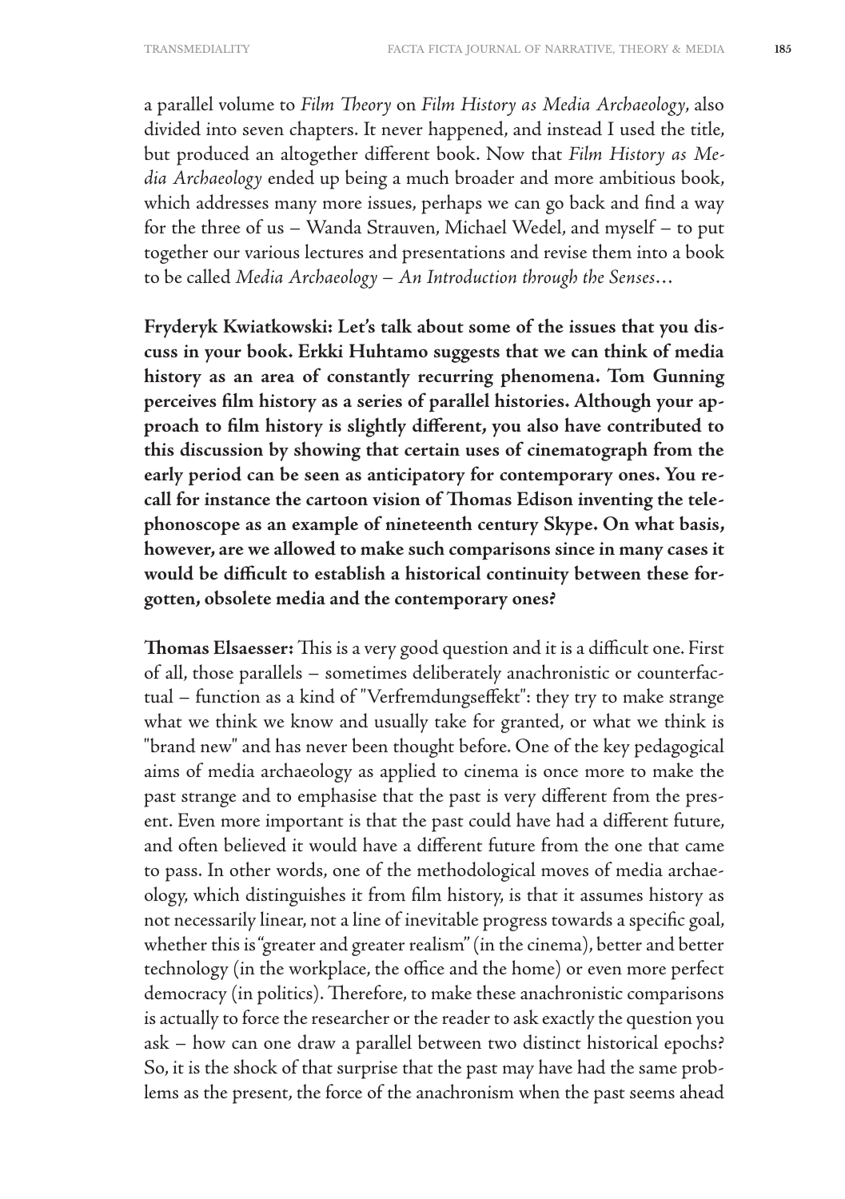a parallel volume to *Film Theory* on *Film History as Media Archaeology*, also divided into seven chapters. It never happened, and instead I used the title, but produced an altogether different book. Now that *Film History as Media Archaeology* ended up being a much broader and more ambitious book, which addresses many more issues, perhaps we can go back and find a way for the three of us – Wanda Strauven, Michael Wedel, and myself – to put together our various lectures and presentations and revise them into a book to be called *Media Archaeology – An Introduction through the Senses*…

**Fryderyk Kwiatkowski: Let's talk about some of the issues that you discuss in your book. Erkki Huhtamo suggests that we can think of media history as an area of constantly recurring phenomena. Tom Gunning perceives film history as a series of parallel histories. Although your approach to film history is slightly different, you also have contributed to this discussion by showing that certain uses of cinematograph from the early period can be seen as anticipatory for contemporary ones. You recall for instance the cartoon vision of Thomas Edison inventing the telephonoscope as an example of nineteenth century Skype. On what basis, however, are we allowed to make such comparisons since in many cases it would be difficult to establish a historical continuity between these forgotten, obsolete media and the contemporary ones?**

**Thomas Elsaesser:** This is a very good question and it is a difficult one. First of all, those parallels – sometimes deliberately anachronistic or counterfactual – function as a kind of "Verfremdungseffekt": they try to make strange what we think we know and usually take for granted, or what we think is "brand new" and has never been thought before. One of the key pedagogical aims of media archaeology as applied to cinema is once more to make the past strange and to emphasise that the past is very different from the present. Even more important is that the past could have had a different future, and often believed it would have a different future from the one that came to pass. In other words, one of the methodological moves of media archaeology, which distinguishes it from film history, is that it assumes history as not necessarily linear, not a line of inevitable progress towards a specific goal, whether this is "greater and greater realism" (in the cinema), better and better technology (in the workplace, the office and the home) or even more perfect democracy (in politics). Therefore, to make these anachronistic comparisons is actually to force the researcher or the reader to ask exactly the question you ask – how can one draw a parallel between two distinct historical epochs? So, it is the shock of that surprise that the past may have had the same problems as the present, the force of the anachronism when the past seems ahead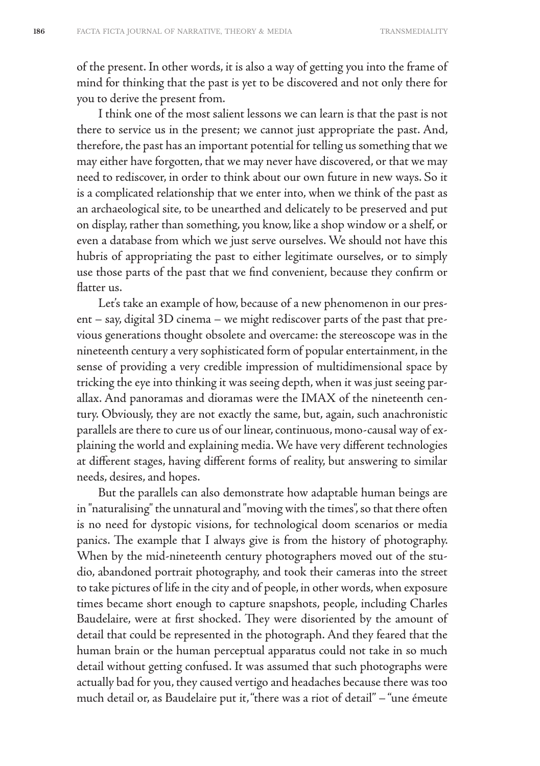of the present. In other words, it is also a way of getting you into the frame of mind for thinking that the past is yet to be discovered and not only there for you to derive the present from.

I think one of the most salient lessons we can learn is that the past is not there to service us in the present; we cannot just appropriate the past. And, therefore, the past has an important potential for telling us something that we may either have forgotten, that we may never have discovered, or that we may need to rediscover, in order to think about our own future in new ways. So it is a complicated relationship that we enter into, when we think of the past as an archaeological site, to be unearthed and delicately to be preserved and put on display, rather than something, you know, like a shop window or a shelf, or even a database from which we just serve ourselves. We should not have this hubris of appropriating the past to either legitimate ourselves, or to simply use those parts of the past that we find convenient, because they confirm or flatter us.

Let's take an example of how, because of a new phenomenon in our present – say, digital 3D cinema – we might rediscover parts of the past that previous generations thought obsolete and overcame: the stereoscope was in the nineteenth century a very sophisticated form of popular entertainment, in the sense of providing a very credible impression of multidimensional space by tricking the eye into thinking it was seeing depth, when it was just seeing parallax. And panoramas and dioramas were the IMAX of the nineteenth century. Obviously, they are not exactly the same, but, again, such anachronistic parallels are there to cure us of our linear, continuous, mono-causal way of explaining the world and explaining media. We have very different technologies at different stages, having different forms of reality, but answering to similar needs, desires, and hopes.

But the parallels can also demonstrate how adaptable human beings are in "naturalising" the unnatural and "moving with the times", so that there often is no need for dystopic visions, for technological doom scenarios or media panics. The example that I always give is from the history of photography. When by the mid-nineteenth century photographers moved out of the studio, abandoned portrait photography, and took their cameras into the street to take pictures of life in the city and of people, in other words, when exposure times became short enough to capture snapshots, people, including Charles Baudelaire, were at first shocked. They were disoriented by the amount of detail that could be represented in the photograph. And they feared that the human brain or the human perceptual apparatus could not take in so much detail without getting confused. It was assumed that such photographs were actually bad for you, they caused vertigo and headaches because there was too much detail or, as Baudelaire put it, "there was a riot of detail" – "une émeute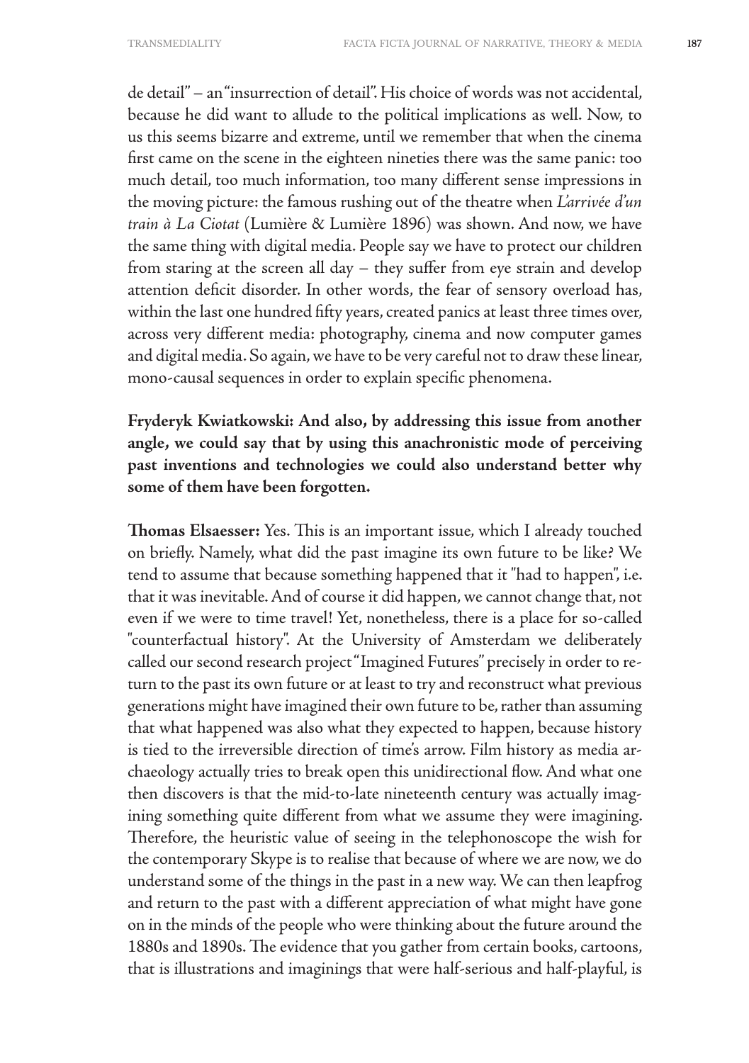de detail" – an "insurrection of detail". His choice of words was not accidental, because he did want to allude to the political implications as well. Now, to us this seems bizarre and extreme, until we remember that when the cinema first came on the scene in the eighteen nineties there was the same panic: too much detail, too much information, too many different sense impressions in the moving picture: the famous rushing out of the theatre when *L'arrivée d'un train à La Ciotat* (Lumière & Lumière 1896) was shown. And now, we have the same thing with digital media. People say we have to protect our children from staring at the screen all day – they suffer from eye strain and develop attention deficit disorder. In other words, the fear of sensory overload has, within the last one hundred fifty years, created panics at least three times over, across very different media: photography, cinema and now computer games and digital media. So again, we have to be very careful not to draw these linear, mono-causal sequences in order to explain specific phenomena.

**Fryderyk Kwiatkowski: And also, by addressing this issue from another angle, we could say that by using this anachronistic mode of perceiving past inventions and technologies we could also understand better why some of them have been forgotten.**

**Thomas Elsaesser:** Yes. This is an important issue, which I already touched on briefly. Namely, what did the past imagine its own future to be like? We tend to assume that because something happened that it "had to happen", i.e. that it was inevitable. And of course it did happen, we cannot change that, not even if we were to time travel! Yet, nonetheless, there is a place for so-called "counterfactual history". At the University of Amsterdam we deliberately called our second research project "Imagined Futures" precisely in order to return to the past its own future or at least to try and reconstruct what previous generations might have imagined their own future to be, rather than assuming that what happened was also what they expected to happen, because history is tied to the irreversible direction of time's arrow. Film history as media archaeology actually tries to break open this unidirectional flow. And what one then discovers is that the mid-to-late nineteenth century was actually imagining something quite different from what we assume they were imagining. Therefore, the heuristic value of seeing in the telephonoscope the wish for the contemporary Skype is to realise that because of where we are now, we do understand some of the things in the past in a new way. We can then leapfrog and return to the past with a different appreciation of what might have gone on in the minds of the people who were thinking about the future around the 1880s and 1890s. The evidence that you gather from certain books, cartoons, that is illustrations and imaginings that were half-serious and half-playful, is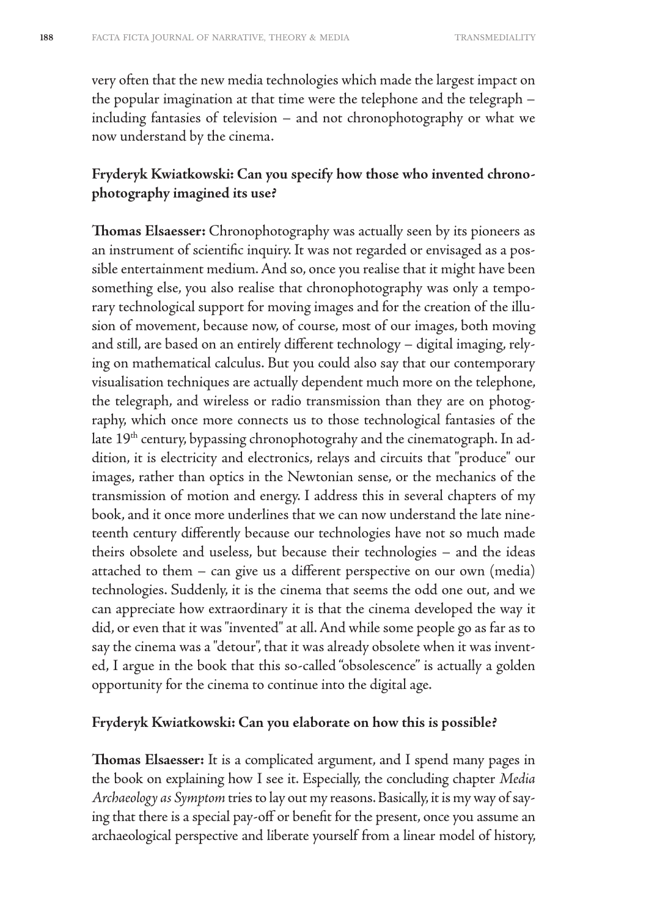very often that the new media technologies which made the largest impact on the popular imagination at that time were the telephone and the telegraph – including fantasies of television – and not chronophotography or what we now understand by the cinema.

**Fryderyk Kwiatkowski: Can you specify how those who invented chronophotography imagined its use?**

**Thomas Elsaesser:** Chronophotography was actually seen by its pioneers as an instrument of scientific inquiry. It was not regarded or envisaged as a possible entertainment medium. And so, once you realise that it might have been something else, you also realise that chronophotography was only a temporary technological support for moving images and for the creation of the illusion of movement, because now, of course, most of our images, both moving and still, are based on an entirely different technology – digital imaging, relying on mathematical calculus. But you could also say that our contemporary visualisation techniques are actually dependent much more on the telephone, the telegraph, and wireless or radio transmission than they are on photography, which once more connects us to those technological fantasies of the late 19th century, bypassing chronophotograhy and the cinematograph. In addition, it is electricity and electronics, relays and circuits that "produce" our images, rather than optics in the Newtonian sense, or the mechanics of the transmission of motion and energy. I address this in several chapters of my book, and it once more underlines that we can now understand the late nineteenth century differently because our technologies have not so much made theirs obsolete and useless, but because their technologies – and the ideas attached to them – can give us a different perspective on our own (media) technologies. Suddenly, it is the cinema that seems the odd one out, and we can appreciate how extraordinary it is that the cinema developed the way it did, or even that it was "invented" at all. And while some people go as far as to say the cinema was a "detour", that it was already obsolete when it was invented, I argue in the book that this so-called "obsolescence" is actually a golden opportunity for the cinema to continue into the digital age.

**Fryderyk Kwiatkowski: Can you elaborate on how this is possible?**

**Thomas Elsaesser:** It is a complicated argument, and I spend many pages in the book on explaining how I see it. Especially, the concluding chapter *Media Archaeology as Symptom* tries to lay out my reasons. Basically, it is my way of saying that there is a special pay-off or benefit for the present, once you assume an archaeological perspective and liberate yourself from a linear model of history,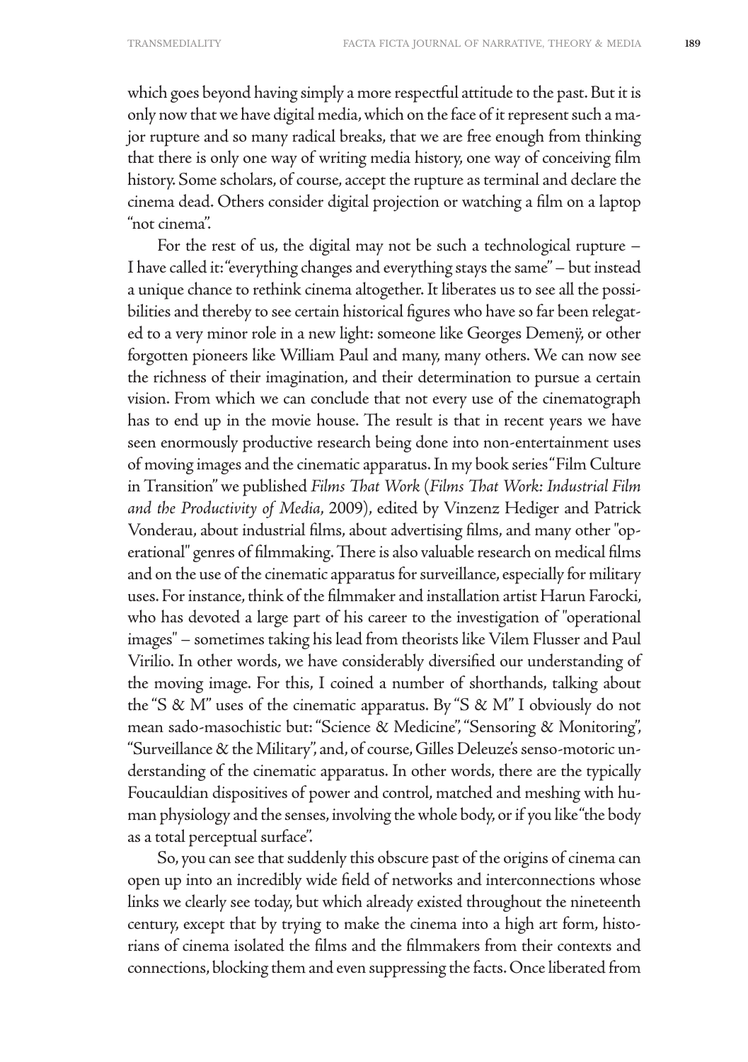which goes beyond having simply a more respectful attitude to the past. But it is only now that we have digital media, which on the face of it represent such a major rupture and so many radical breaks, that we are free enough from thinking that there is only one way of writing media history, one way of conceiving film history. Some scholars, of course, accept the rupture as terminal and declare the cinema dead. Others consider digital projection or watching a film on a laptop "not cinema".

For the rest of us, the digital may not be such a technological rupture – I have called it: "everything changes and everything stays the same" – but instead a unique chance to rethink cinema altogether. It liberates us to see all the possibilities and thereby to see certain historical figures who have so far been relegated to a very minor role in a new light: someone like Georges Demenÿ, or other forgotten pioneers like William Paul and many, many others. We can now see the richness of their imagination, and their determination to pursue a certain vision. From which we can conclude that not every use of the cinematograph has to end up in the movie house. The result is that in recent years we have seen enormously productive research being done into non-entertainment uses of moving images and the cinematic apparatus. In my book series "Film Culture in Transition" we published *Films That Work* (*Films That Work: Industrial Film and the Productivity of Media*, 2009), edited by Vinzenz Hediger and Patrick Vonderau, about industrial films, about advertising films, and many other "operational" genres of filmmaking. There is also valuable research on medical films and on the use of the cinematic apparatus for surveillance, especially for military uses. For instance, think of the filmmaker and installation artist Harun Farocki, who has devoted a large part of his career to the investigation of "operational images" – sometimes taking his lead from theorists like Vilem Flusser and Paul Virilio. In other words, we have considerably diversified our understanding of the moving image. For this, I coined a number of shorthands, talking about the "S & M" uses of the cinematic apparatus. By "S & M" I obviously do not mean sado-masochistic but: "Science & Medicine", "Sensoring & Monitoring", "Surveillance & the Military", and, of course, Gilles Deleuze's senso-motoric understanding of the cinematic apparatus. In other words, there are the typically Foucauldian dispositives of power and control, matched and meshing with human physiology and the senses, involving the whole body, or if you like "the body as a total perceptual surface".

So, you can see that suddenly this obscure past of the origins of cinema can open up into an incredibly wide field of networks and interconnections whose links we clearly see today, but which already existed throughout the nineteenth century, except that by trying to make the cinema into a high art form, historians of cinema isolated the films and the filmmakers from their contexts and connections, blocking them and even suppressing the facts. Once liberated from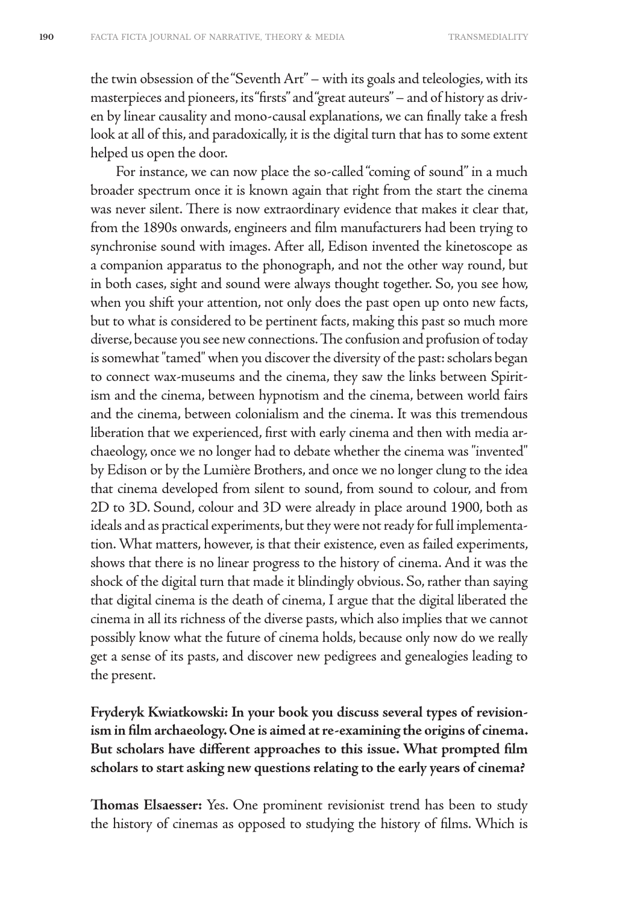the twin obsession of the "Seventh Art" – with its goals and teleologies, with its masterpieces and pioneers, its "firsts" and "great auteurs" – and of history as driven by linear causality and mono-causal explanations, we can finally take a fresh look at all of this, and paradoxically, it is the digital turn that has to some extent helped us open the door.

For instance, we can now place the so-called "coming of sound" in a much broader spectrum once it is known again that right from the start the cinema was never silent. There is now extraordinary evidence that makes it clear that, from the 1890s onwards, engineers and film manufacturers had been trying to synchronise sound with images. After all, Edison invented the kinetoscope as a companion apparatus to the phonograph, and not the other way round, but in both cases, sight and sound were always thought together. So, you see how, when you shift your attention, not only does the past open up onto new facts, but to what is considered to be pertinent facts, making this past so much more diverse, because you see new connections. The confusion and profusion of today is somewhat "tamed" when you discover the diversity of the past: scholars began to connect wax-museums and the cinema, they saw the links between Spiritism and the cinema, between hypnotism and the cinema, between world fairs and the cinema, between colonialism and the cinema. It was this tremendous liberation that we experienced, first with early cinema and then with media archaeology, once we no longer had to debate whether the cinema was "invented" by Edison or by the Lumière Brothers, and once we no longer clung to the idea that cinema developed from silent to sound, from sound to colour, and from 2D to 3D. Sound, colour and 3D were already in place around 1900, both as ideals and as practical experiments, but they were not ready for full implementation. What matters, however, is that their existence, even as failed experiments, shows that there is no linear progress to the history of cinema. And it was the shock of the digital turn that made it blindingly obvious. So, rather than saying that digital cinema is the death of cinema, I argue that the digital liberated the cinema in all its richness of the diverse pasts, which also implies that we cannot possibly know what the future of cinema holds, because only now do we really get a sense of its pasts, and discover new pedigrees and genealogies leading to the present.

**Fryderyk Kwiatkowski: In your book you discuss several types of revisionism in film archaeology. One is aimed at re-examining the origins of cinema. But scholars have different approaches to this issue. What prompted film scholars to start asking new questions relating to the early years of cinema?**

**Thomas Elsaesser:** Yes. One prominent revisionist trend has been to study the history of cinemas as opposed to studying the history of films. Which is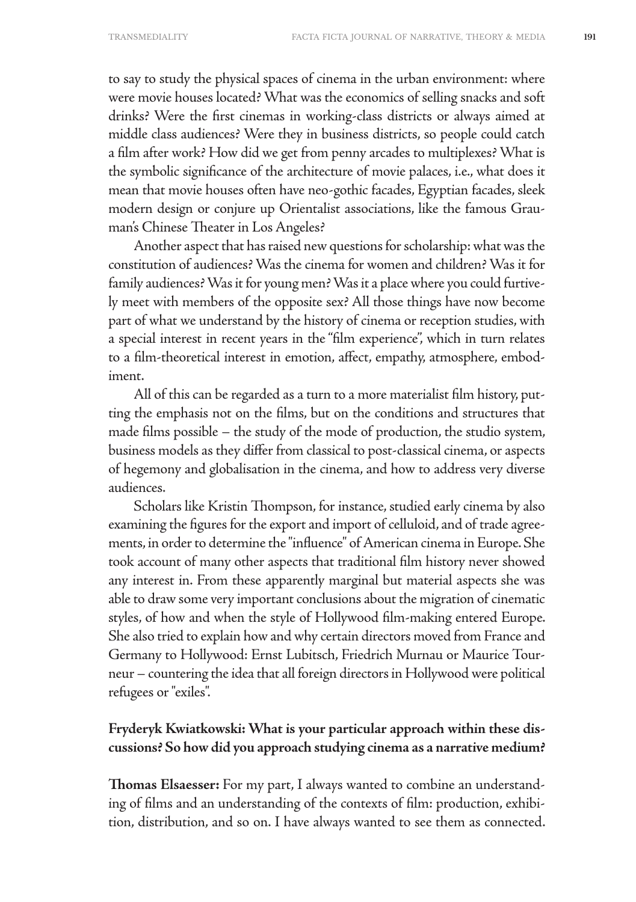to say to study the physical spaces of cinema in the urban environment: where were movie houses located? What was the economics of selling snacks and soft drinks? Were the first cinemas in working-class districts or always aimed at middle class audiences? Were they in business districts, so people could catch a film after work? How did we get from penny arcades to multiplexes? What is the symbolic significance of the architecture of movie palaces, i.e., what does it mean that movie houses often have neo-gothic facades, Egyptian facades, sleek modern design or conjure up Orientalist associations, like the famous Grauman's Chinese Theater in Los Angeles?

Another aspect that has raised new questions for scholarship: what was the constitution of audiences? Was the cinema for women and children? Was it for family audiences? Was it for young men? Was it a place where you could furtively meet with members of the opposite sex? All those things have now become part of what we understand by the history of cinema or reception studies, with a special interest in recent years in the "film experience", which in turn relates to a film-theoretical interest in emotion, affect, empathy, atmosphere, embodiment.

All of this can be regarded as a turn to a more materialist film history, putting the emphasis not on the films, but on the conditions and structures that made films possible – the study of the mode of production, the studio system, business models as they differ from classical to post-classical cinema, or aspects of hegemony and globalisation in the cinema, and how to address very diverse audiences.

Scholars like Kristin Thompson, for instance, studied early cinema by also examining the figures for the export and import of celluloid, and of trade agreements, in order to determine the "influence" of American cinema in Europe. She took account of many other aspects that traditional film history never showed any interest in. From these apparently marginal but material aspects she was able to draw some very important conclusions about the migration of cinematic styles, of how and when the style of Hollywood film-making entered Europe. She also tried to explain how and why certain directors moved from France and Germany to Hollywood: Ernst Lubitsch, Friedrich Murnau or Maurice Tourneur – countering the idea that all foreign directors in Hollywood were political refugees or "exiles".

**Fryderyk Kwiatkowski: What is your particular approach within these discussions? So how did you approach studying cinema as a narrative medium?**

**Thomas Elsaesser:** For my part, I always wanted to combine an understanding of films and an understanding of the contexts of film: production, exhibition, distribution, and so on. I have always wanted to see them as connected.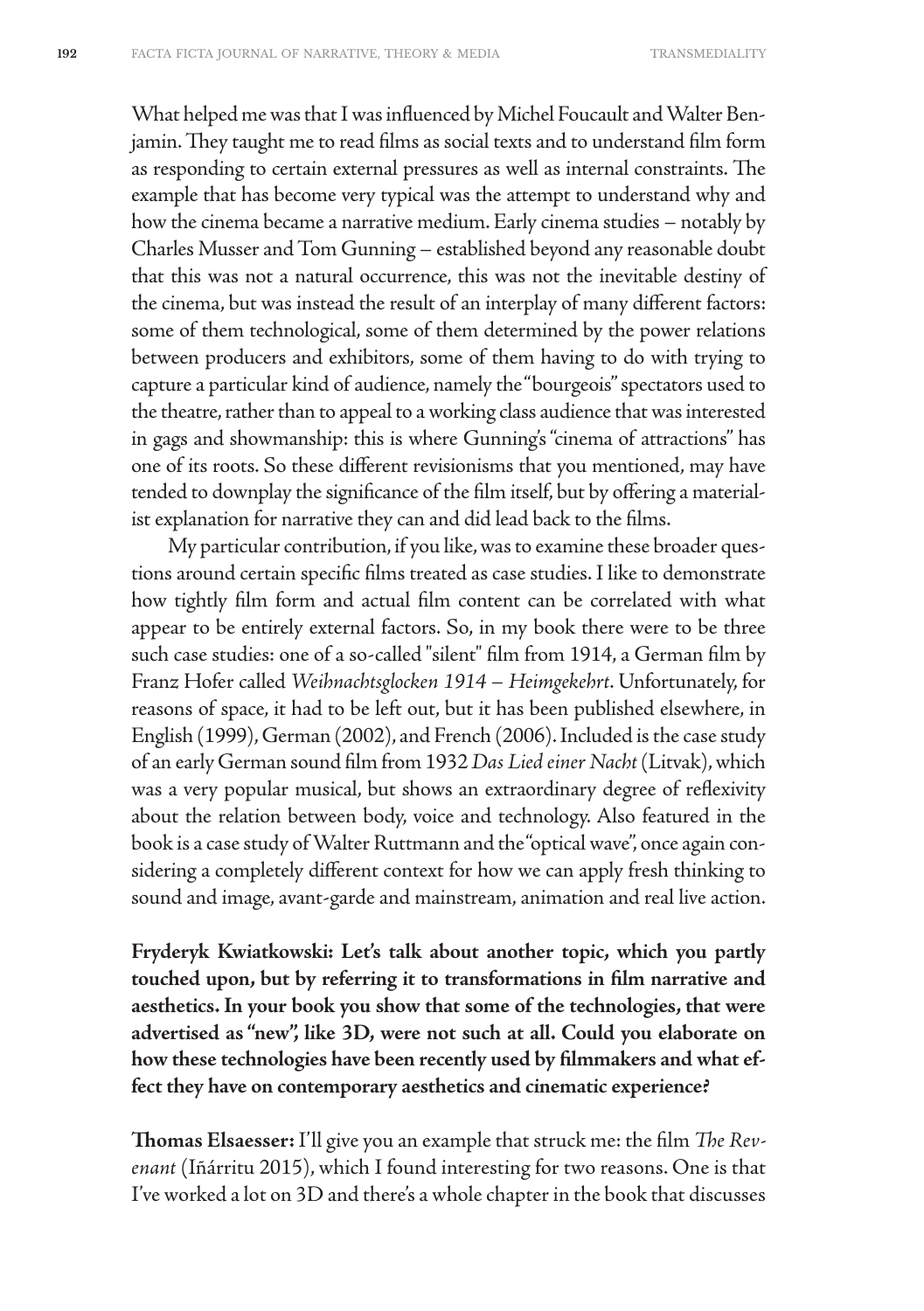What helped me was that I was influenced by Michel Foucault and Walter Benjamin. They taught me to read films as social texts and to understand film form as responding to certain external pressures as well as internal constraints. The example that has become very typical was the attempt to understand why and how the cinema became a narrative medium. Early cinema studies – notably by Charles Musser and Tom Gunning – established beyond any reasonable doubt that this was not a natural occurrence, this was not the inevitable destiny of the cinema, but was instead the result of an interplay of many different factors: some of them technological, some of them determined by the power relations between producers and exhibitors, some of them having to do with trying to capture a particular kind of audience, namely the "bourgeois" spectators used to the theatre, rather than to appeal to a working class audience that was interested in gags and showmanship: this is where Gunning's "cinema of attractions" has one of its roots. So these different revisionisms that you mentioned, may have tended to downplay the significance of the film itself, but by offering a materialist explanation for narrative they can and did lead back to the films.

My particular contribution, if you like, was to examine these broader questions around certain specific films treated as case studies. I like to demonstrate how tightly film form and actual film content can be correlated with what appear to be entirely external factors. So, in my book there were to be three such case studies: one of a so-called "silent" film from 1914, a German film by Franz Hofer called *Weihnachtsglocken 1914 – Heimgekehrt*. Unfortunately, for reasons of space, it had to be left out, but it has been published elsewhere, in English (1999), German (2002), and French (2006). Included is the case study of an early German sound film from 1932 *Das Lied einer Nacht* (Litvak), which was a very popular musical, but shows an extraordinary degree of reflexivity about the relation between body, voice and technology. Also featured in the book is a case study of Walter Ruttmann and the "optical wave", once again considering a completely different context for how we can apply fresh thinking to sound and image, avant-garde and mainstream, animation and real live action.

**Fryderyk Kwiatkowski: Let's talk about another topic, which you partly touched upon, but by referring it to transformations in film narrative and aesthetics. In your book you show that some of the technologies, that were advertised as "new", like 3D, were not such at all. Could you elaborate on how these technologies have been recently used by filmmakers and what effect they have on contemporary aesthetics and cinematic experience?**

**Thomas Elsaesser:** I'll give you an example that struck me: the film *The Revenant* (Iñárritu 2015), which I found interesting for two reasons. One is that I've worked a lot on 3D and there's a whole chapter in the book that discusses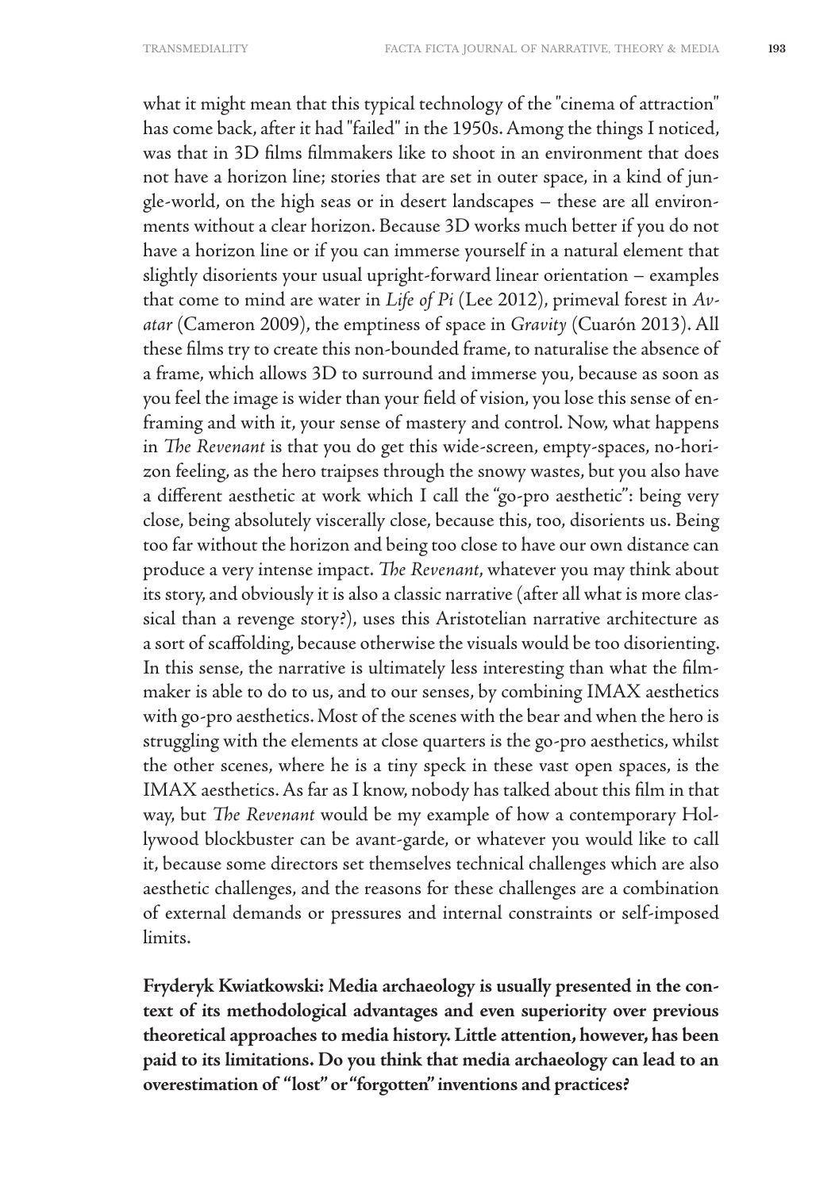what it might mean that this typical technology of the "cinema of attraction" has come back, after it had "failed" in the 1950s. Among the things I noticed, was that in 3D films filmmakers like to shoot in an environment that does not have a horizon line; stories that are set in outer space, in a kind of jungle-world, on the high seas or in desert landscapes – these are all environments without a clear horizon. Because 3D works much better if you do not have a horizon line or if you can immerse yourself in a natural element that slightly disorients your usual upright-forward linear orientation – examples that come to mind are water in *Life of Pi* (Lee 2012), primeval forest in *Avatar* (Cameron 2009), the emptiness of space in *Gravity* (Cuarón 2013). All these films try to create this non-bounded frame, to naturalise the absence of a frame, which allows 3D to surround and immerse you, because as soon as you feel the image is wider than your field of vision, you lose this sense of enframing and with it, your sense of mastery and control. Now, what happens in *The Revenant* is that you do get this wide-screen, empty-spaces, no-horizon feeling, as the hero traipses through the snowy wastes, but you also have a different aesthetic at work which I call the "go-pro aesthetic": being very close, being absolutely viscerally close, because this, too, disorients us. Being too far without the horizon and being too close to have our own distance can produce a very intense impact. *The Revenant*, whatever you may think about its story, and obviously it is also a classic narrative (after all what is more classical than a revenge story?), uses this Aristotelian narrative architecture as a sort of scaffolding, because otherwise the visuals would be too disorienting. In this sense, the narrative is ultimately less interesting than what the filmmaker is able to do to us, and to our senses, by combining IMAX aesthetics with go-pro aesthetics. Most of the scenes with the bear and when the hero is struggling with the elements at close quarters is the go-pro aesthetics, whilst the other scenes, where he is a tiny speck in these vast open spaces, is the IMAX aesthetics. As far as I know, nobody has talked about this film in that way, but *The Revenant* would be my example of how a contemporary Hollywood blockbuster can be avant-garde, or whatever you would like to call it, because some directors set themselves technical challenges which are also aesthetic challenges, and the reasons for these challenges are a combination of external demands or pressures and internal constraints or self-imposed limits.

**Fryderyk Kwiatkowski: Media archaeology is usually presented in the context of its methodological advantages and even superiority over previous theoretical approaches to media history. Little attention, however, has been paid to its limitations. Do you think that media archaeology can lead to an overestimation of "lost" or "forgotten" inventions and practices?**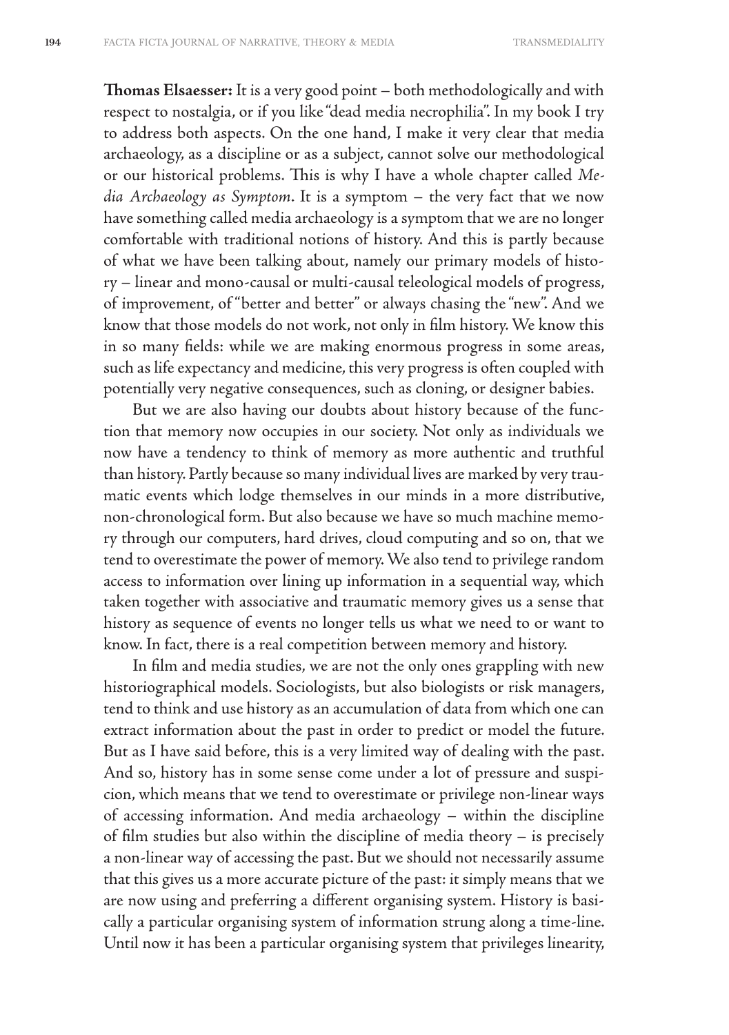**Thomas Elsaesser:** It is a very good point – both methodologically and with respect to nostalgia, or if you like "dead media necrophilia". In my book I try to address both aspects. On the one hand, I make it very clear that media archaeology, as a discipline or as a subject, cannot solve our methodological or our historical problems. This is why I have a whole chapter called *Media Archaeology as Symptom*. It is a symptom – the very fact that we now have something called media archaeology is a symptom that we are no longer comfortable with traditional notions of history. And this is partly because of what we have been talking about, namely our primary models of history – linear and mono-causal or multi-causal teleological models of progress, of improvement, of "better and better" or always chasing the "new". And we know that those models do not work, not only in film history. We know this in so many fields: while we are making enormous progress in some areas, such as life expectancy and medicine, this very progress is often coupled with potentially very negative consequences, such as cloning, or designer babies.

But we are also having our doubts about history because of the function that memory now occupies in our society. Not only as individuals we now have a tendency to think of memory as more authentic and truthful than history. Partly because so many individual lives are marked by very traumatic events which lodge themselves in our minds in a more distributive, non-chronological form. But also because we have so much machine memory through our computers, hard drives, cloud computing and so on, that we tend to overestimate the power of memory. We also tend to privilege random access to information over lining up information in a sequential way, which taken together with associative and traumatic memory gives us a sense that history as sequence of events no longer tells us what we need to or want to know. In fact, there is a real competition between memory and history.

In film and media studies, we are not the only ones grappling with new historiographical models. Sociologists, but also biologists or risk managers, tend to think and use history as an accumulation of data from which one can extract information about the past in order to predict or model the future. But as I have said before, this is a very limited way of dealing with the past. And so, history has in some sense come under a lot of pressure and suspicion, which means that we tend to overestimate or privilege non-linear ways of accessing information. And media archaeology – within the discipline of film studies but also within the discipline of media theory – is precisely a non-linear way of accessing the past. But we should not necessarily assume that this gives us a more accurate picture of the past: it simply means that we are now using and preferring a different organising system. History is basically a particular organising system of information strung along a time-line. Until now it has been a particular organising system that privileges linearity,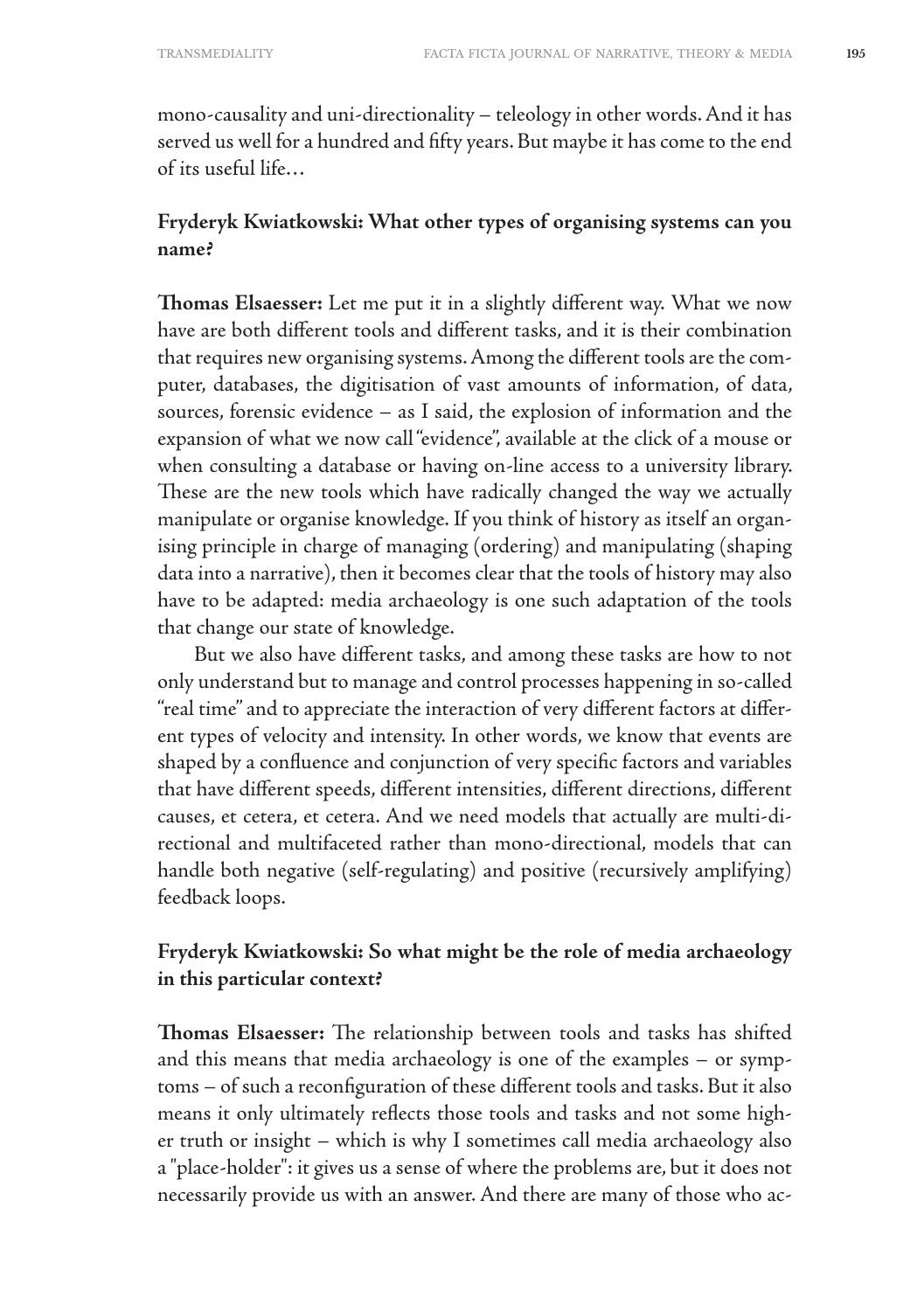mono-causality and uni-directionality – teleology in other words. And it has served us well for a hundred and fifty years. But maybe it has come to the end of its useful life…

**Fryderyk Kwiatkowski: What other types of organising systems can you name?**

**Thomas Elsaesser:** Let me put it in a slightly different way. What we now have are both different tools and different tasks, and it is their combination that requires new organising systems. Among the different tools are the computer, databases, the digitisation of vast amounts of information, of data, sources, forensic evidence – as I said, the explosion of information and the expansion of what we now call "evidence", available at the click of a mouse or when consulting a database or having on-line access to a university library. These are the new tools which have radically changed the way we actually manipulate or organise knowledge. If you think of history as itself an organising principle in charge of managing (ordering) and manipulating (shaping data into a narrative), then it becomes clear that the tools of history may also have to be adapted: media archaeology is one such adaptation of the tools that change our state of knowledge.

But we also have different tasks, and among these tasks are how to not only understand but to manage and control processes happening in so-called "real time" and to appreciate the interaction of very different factors at different types of velocity and intensity. In other words, we know that events are shaped by a confluence and conjunction of very specific factors and variables that have different speeds, different intensities, different directions, different causes, et cetera, et cetera. And we need models that actually are multi-directional and multifaceted rather than mono-directional, models that can handle both negative (self-regulating) and positive (recursively amplifying) feedback loops.

**Fryderyk Kwiatkowski: So what might be the role of media archaeology in this particular context?**

**Thomas Elsaesser:** The relationship between tools and tasks has shifted and this means that media archaeology is one of the examples – or symptoms – of such a reconfiguration of these different tools and tasks. But it also means it only ultimately reflects those tools and tasks and not some higher truth or insight – which is why I sometimes call media archaeology also a "place-holder": it gives us a sense of where the problems are, but it does not necessarily provide us with an answer. And there are many of those who ac-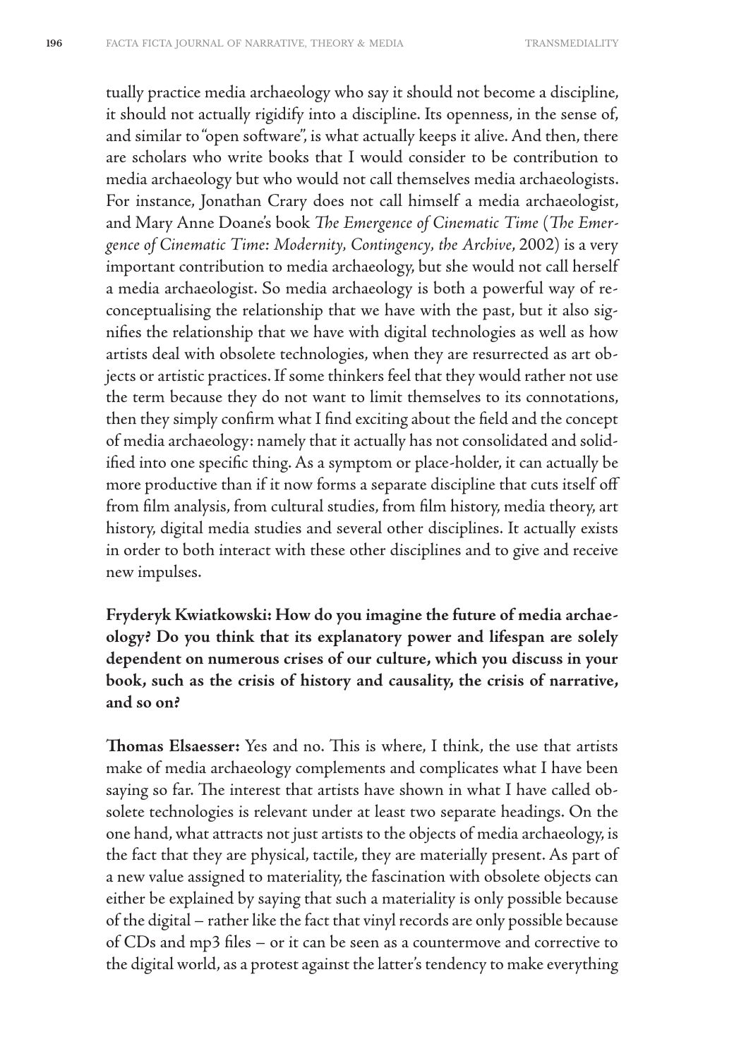tually practice media archaeology who say it should not become a discipline, it should not actually rigidify into a discipline. Its openness, in the sense of, and similar to "open software", is what actually keeps it alive. And then, there are scholars who write books that I would consider to be contribution to media archaeology but who would not call themselves media archaeologists. For instance, Jonathan Crary does not call himself a media archaeologist, and Mary Anne Doane's book *The Emergence of Cinematic Time* (*The Emergence of Cinematic Time: Modernity, Contingency, the Archive*, 2002) is a very important contribution to media archaeology, but she would not call herself a media archaeologist. So media archaeology is both a powerful way of reconceptualising the relationship that we have with the past, but it also signifies the relationship that we have with digital technologies as well as how artists deal with obsolete technologies, when they are resurrected as art objects or artistic practices. If some thinkers feel that they would rather not use the term because they do not want to limit themselves to its connotations, then they simply confirm what I find exciting about the field and the concept of media archaeology: namely that it actually has not consolidated and solidified into one specific thing. As a symptom or place-holder, it can actually be more productive than if it now forms a separate discipline that cuts itself off from film analysis, from cultural studies, from film history, media theory, art history, digital media studies and several other disciplines. It actually exists in order to both interact with these other disciplines and to give and receive new impulses.

**Fryderyk Kwiatkowski: How do you imagine the future of media archaeology? Do you think that its explanatory power and lifespan are solely dependent on numerous crises of our culture, which you discuss in your book, such as the crisis of history and causality, the crisis of narrative, and so on?**

**Thomas Elsaesser:** Yes and no. This is where, I think, the use that artists make of media archaeology complements and complicates what I have been saying so far. The interest that artists have shown in what I have called obsolete technologies is relevant under at least two separate headings. On the one hand, what attracts not just artists to the objects of media archaeology, is the fact that they are physical, tactile, they are materially present. As part of a new value assigned to materiality, the fascination with obsolete objects can either be explained by saying that such a materiality is only possible because of the digital – rather like the fact that vinyl records are only possible because of CDs and mp3 files – or it can be seen as a countermove and corrective to the digital world, as a protest against the latter's tendency to make everything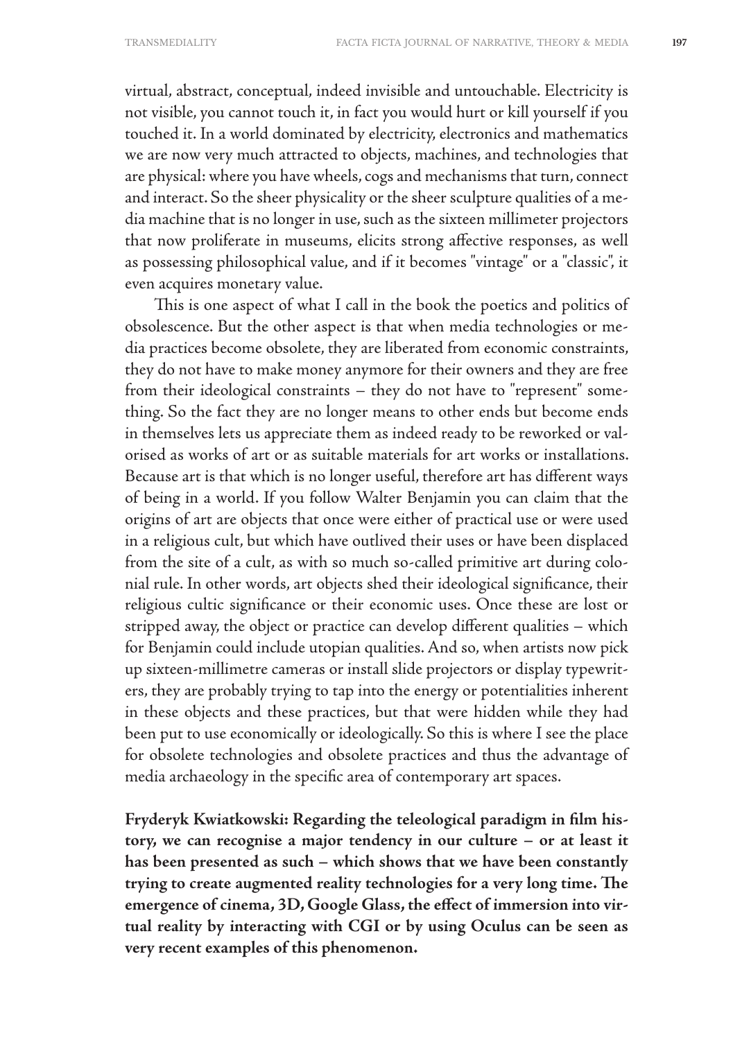virtual, abstract, conceptual, indeed invisible and untouchable. Electricity is not visible, you cannot touch it, in fact you would hurt or kill yourself if you touched it. In a world dominated by electricity, electronics and mathematics we are now very much attracted to objects, machines, and technologies that are physical: where you have wheels, cogs and mechanisms that turn, connect and interact. So the sheer physicality or the sheer sculpture qualities of a media machine that is no longer in use, such as the sixteen millimeter projectors that now proliferate in museums, elicits strong affective responses, as well as possessing philosophical value, and if it becomes "vintage" or a "classic", it even acquires monetary value.

This is one aspect of what I call in the book the poetics and politics of obsolescence. But the other aspect is that when media technologies or media practices become obsolete, they are liberated from economic constraints, they do not have to make money anymore for their owners and they are free from their ideological constraints – they do not have to "represent" something. So the fact they are no longer means to other ends but become ends in themselves lets us appreciate them as indeed ready to be reworked or valorised as works of art or as suitable materials for art works or installations. Because art is that which is no longer useful, therefore art has different ways of being in a world. If you follow Walter Benjamin you can claim that the origins of art are objects that once were either of practical use or were used in a religious cult, but which have outlived their uses or have been displaced from the site of a cult, as with so much so-called primitive art during colonial rule. In other words, art objects shed their ideological significance, their religious cultic significance or their economic uses. Once these are lost or stripped away, the object or practice can develop different qualities – which for Benjamin could include utopian qualities. And so, when artists now pick up sixteen-millimetre cameras or install slide projectors or display typewriters, they are probably trying to tap into the energy or potentialities inherent in these objects and these practices, but that were hidden while they had been put to use economically or ideologically. So this is where I see the place for obsolete technologies and obsolete practices and thus the advantage of media archaeology in the specific area of contemporary art spaces.

**Fryderyk Kwiatkowski: Regarding the teleological paradigm in film history, we can recognise a major tendency in our culture – or at least it has been presented as such – which shows that we have been constantly trying to create augmented reality technologies for a very long time. The emergence of cinema, 3D, Google Glass, the effect of immersion into virtual reality by interacting with CGI or by using Oculus can be seen as very recent examples of this phenomenon.**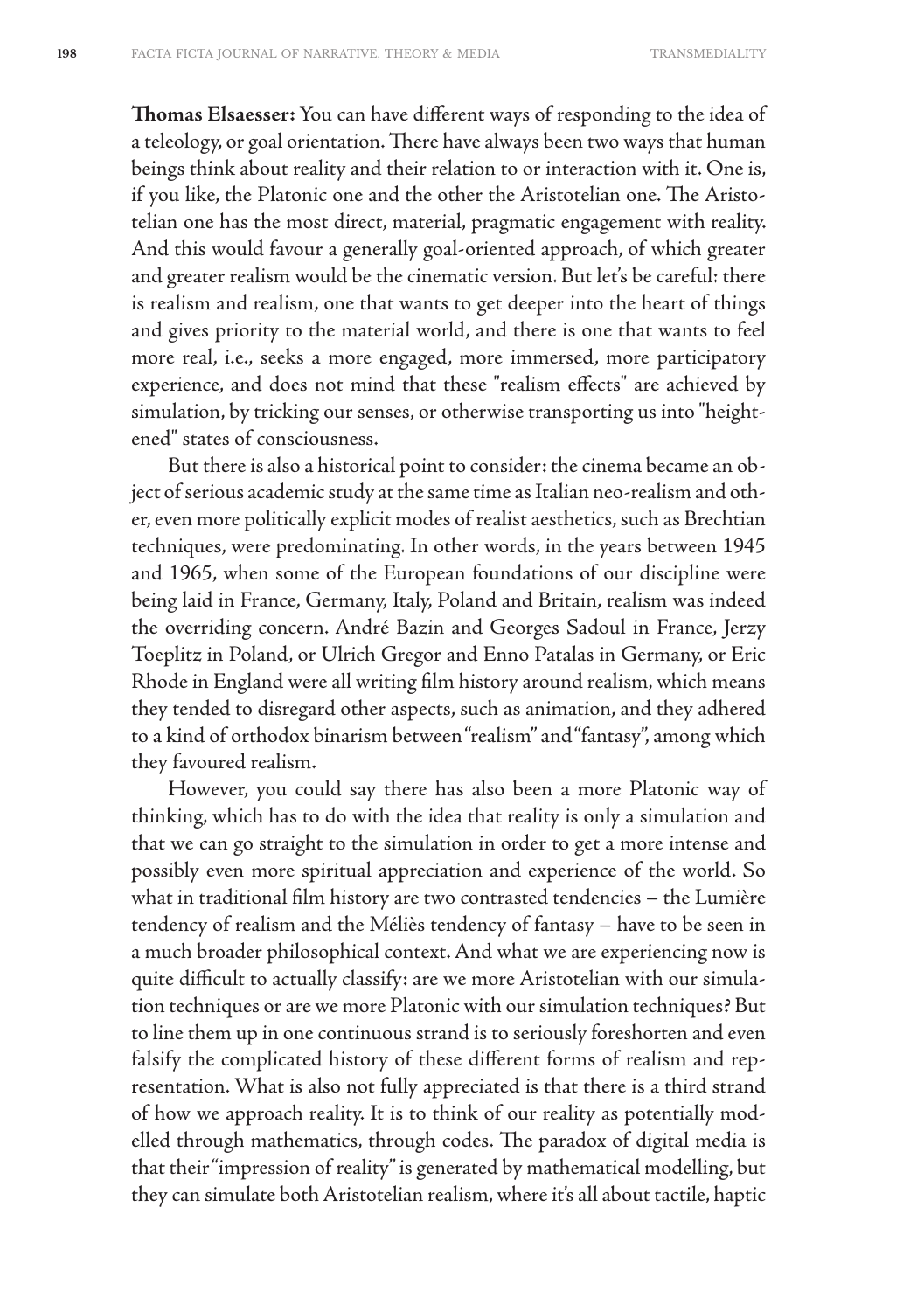**Thomas Elsaesser:** You can have different ways of responding to the idea of a teleology, or goal orientation. There have always been two ways that human beings think about reality and their relation to or interaction with it. One is, if you like, the Platonic one and the other the Aristotelian one. The Aristotelian one has the most direct, material, pragmatic engagement with reality. And this would favour a generally goal-oriented approach, of which greater and greater realism would be the cinematic version. But let's be careful: there is realism and realism, one that wants to get deeper into the heart of things and gives priority to the material world, and there is one that wants to feel more real, i.e., seeks a more engaged, more immersed, more participatory experience, and does not mind that these "realism effects" are achieved by simulation, by tricking our senses, or otherwise transporting us into "heightened" states of consciousness.

But there is also a historical point to consider: the cinema became an object of serious academic study at the same time as Italian neo-realism and other, even more politically explicit modes of realist aesthetics, such as Brechtian techniques, were predominating. In other words, in the years between 1945 and 1965, when some of the European foundations of our discipline were being laid in France, Germany, Italy, Poland and Britain, realism was indeed the overriding concern. André Bazin and Georges Sadoul in France, Jerzy Toeplitz in Poland, or Ulrich Gregor and Enno Patalas in Germany, or Eric Rhode in England were all writing film history around realism, which means they tended to disregard other aspects, such as animation, and they adhered to a kind of orthodox binarism between "realism" and "fantasy", among which they favoured realism.

However, you could say there has also been a more Platonic way of thinking, which has to do with the idea that reality is only a simulation and that we can go straight to the simulation in order to get a more intense and possibly even more spiritual appreciation and experience of the world. So what in traditional film history are two contrasted tendencies – the Lumière tendency of realism and the Méliès tendency of fantasy – have to be seen in a much broader philosophical context. And what we are experiencing now is quite difficult to actually classify: are we more Aristotelian with our simulation techniques or are we more Platonic with our simulation techniques? But to line them up in one continuous strand is to seriously foreshorten and even falsify the complicated history of these different forms of realism and representation. What is also not fully appreciated is that there is a third strand of how we approach reality. It is to think of our reality as potentially modelled through mathematics, through codes. The paradox of digital media is that their "impression of reality" is generated by mathematical modelling, but they can simulate both Aristotelian realism, where it's all about tactile, haptic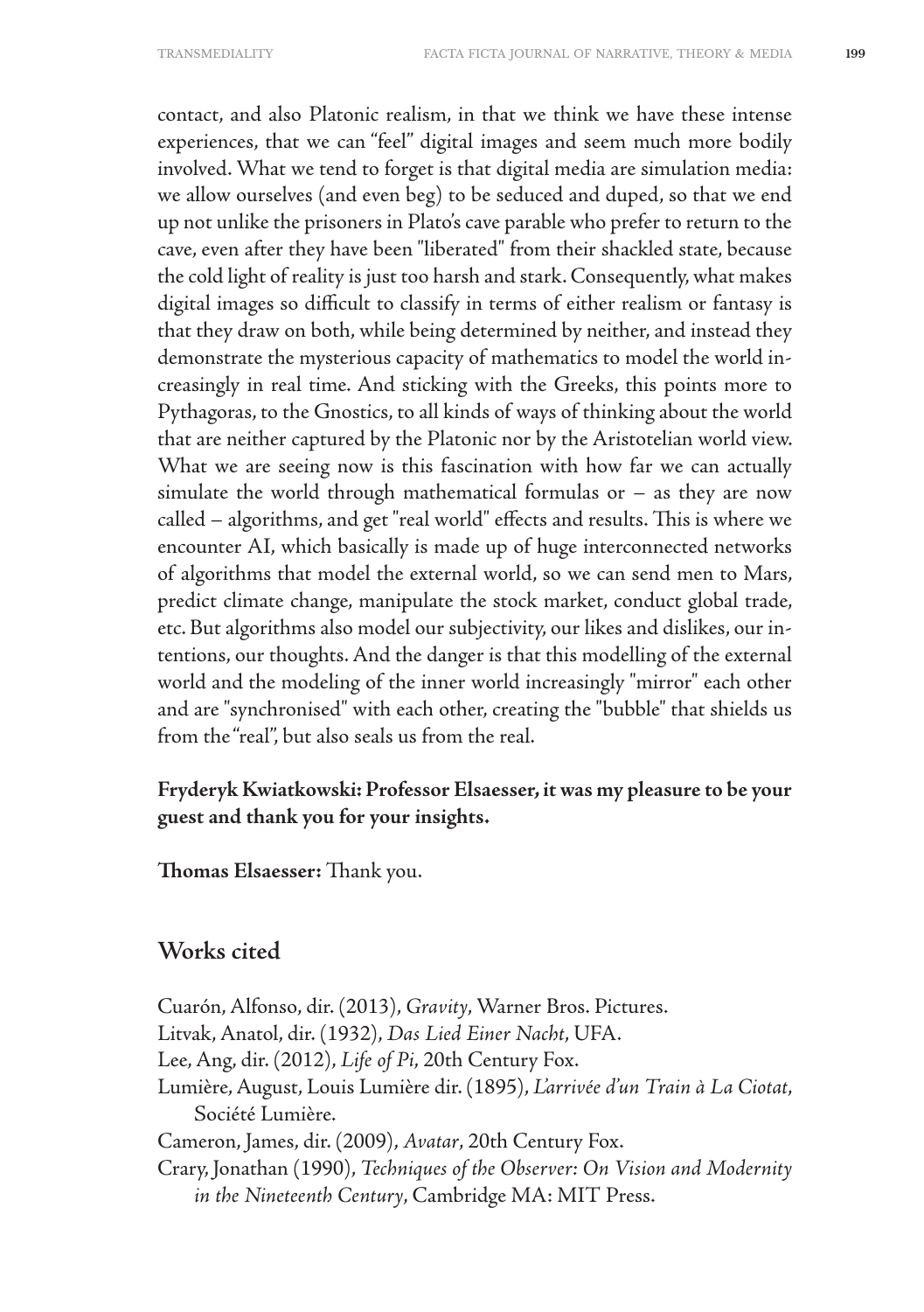contact, and also Platonic realism, in that we think we have these intense experiences, that we can "feel" digital images and seem much more bodily involved. What we tend to forget is that digital media are simulation media: we allow ourselves (and even beg) to be seduced and duped, so that we end up not unlike the prisoners in Plato's cave parable who prefer to return to the cave, even after they have been "liberated" from their shackled state, because the cold light of reality is just too harsh and stark. Consequently, what makes digital images so difficult to classify in terms of either realism or fantasy is that they draw on both, while being determined by neither, and instead they demonstrate the mysterious capacity of mathematics to model the world increasingly in real time. And sticking with the Greeks, this points more to Pythagoras, to the Gnostics, to all kinds of ways of thinking about the world that are neither captured by the Platonic nor by the Aristotelian world view. What we are seeing now is this fascination with how far we can actually simulate the world through mathematical formulas or – as they are now called – algorithms, and get "real world" effects and results. This is where we encounter AI, which basically is made up of huge interconnected networks of algorithms that model the external world, so we can send men to Mars, predict climate change, manipulate the stock market, conduct global trade, etc. But algorithms also model our subjectivity, our likes and dislikes, our intentions, our thoughts. And the danger is that this modelling of the external world and the modeling of the inner world increasingly "mirror" each other and are "synchronised" with each other, creating the "bubble" that shields us from the "real", but also seals us from the real.

**Fryderyk Kwiatkowski: Professor Elsaesser, it was my pleasure to be your guest and thank you for your insights.**

**Thomas Elsaesser:** Thank you.

## Works cited

Cuarón, Alfonso, dir. (2013), *Gravity*, Warner Bros. Pictures.

Litvak, Anatol, dir. (1932), *Das Lied Einer Nacht*, UFA.

Lee, Ang, dir. (2012), *Life of Pi*, 20th Century Fox.

Lumière, August, Louis Lumière dir. (1895), *L'arrivée d'un Train à La Ciotat*, Société Lumière.

Cameron, James, dir. (2009), *Avatar*, 20th Century Fox.

Crary, Jonathan (1990), *Techniques of the Observer: On Vision and Modernity in the Nineteenth Century*, Cambridge MA: MIT Press.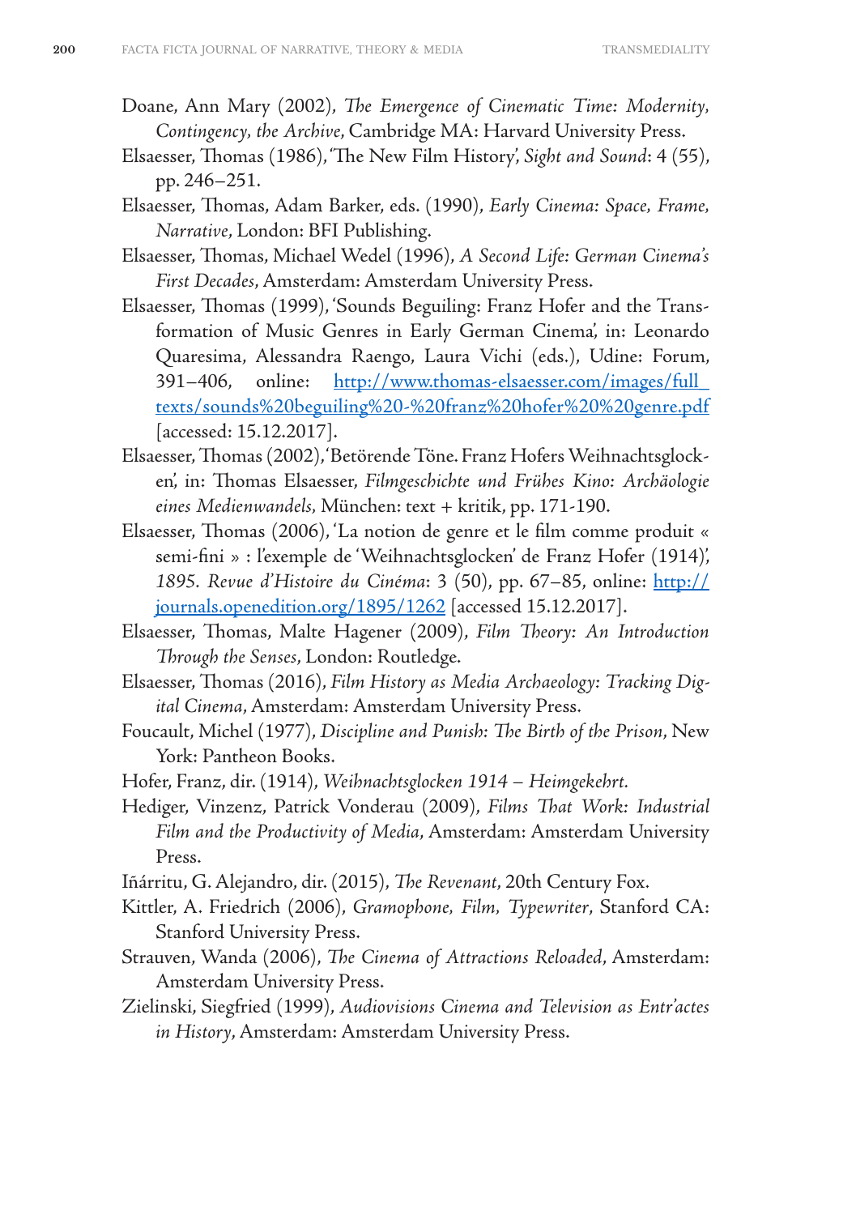Doane, Ann Mary (2002), *The Emergence of Cinematic Time: Modernity, Contingency, the Archive*, Cambridge MA: Harvard University Press.

Elsaesser, Thomas (1986), 'The New Film History', *Sight and Sound*: 4 (55), pp. 246–251.

Elsaesser, Thomas, Adam Barker, eds. (1990), *Early Cinema: Space, Frame, Narrative*, London: BFI Publishing.

Elsaesser, Thomas, Michael Wedel (1996), *A Second Life: German Cinema's First Decades*, Amsterdam: Amsterdam University Press.

Elsaesser, Thomas (1999), 'Sounds Beguiling: Franz Hofer and the Transformation of Music Genres in Early German Cinema', in: Leonardo Quaresima, Alessandra Raengo, Laura Vichi (eds.), Udine: Forum, 391–406, online: http://www.thomas-elsaesser.com/images/full_texts/sounds%20beguiling%20-%20franz%20hofer%20%20genre.pdf [accessed: 15.12.2017].

Elsaesser, Thomas (2002), 'Betörende Töne. Franz Hofers Weihnachtsglocken', in: Thomas Elsaesser, *Filmgeschichte und Frühes Kino: Archäologie eines Medienwandels*, München: text + kritik, pp. 171-190.

Elsaesser, Thomas (2006), 'La notion de genre et le film comme produit « semi-fini » : l'exemple de 'Weihnachtsglocken' de Franz Hofer (1914)', *1895. Revue d'Histoire du Cinéma*: 3 (50), pp. 67–85, online: http://journals.openedition.org/1895/1262 [accessed 15.12.2017].

Elsaesser, Thomas, Malte Hagener (2009), *Film Theory: An Introduction Through the Senses*, London: Routledge.

Elsaesser, Thomas (2016), *Film History as Media Archaeology: Tracking Digital Cinema*, Amsterdam: Amsterdam University Press.

Foucault, Michel (1977), *Discipline and Punish: The Birth of the Prison*, New York: Pantheon Books.

Hofer, Franz, dir. (1914), *Weihnachtsglocken 1914 – Heimgekehrt.*

Hediger, Vinzenz, Patrick Vonderau (2009), *Films That Work: Industrial Film and the Productivity of Media*, Amsterdam: Amsterdam University Press.

Iñárritu, G. Alejandro, dir. (2015), *The Revenant*, 20th Century Fox.

Kittler, A. Friedrich (2006), *Gramophone, Film, Typewriter*, Stanford CA: Stanford University Press.

Strauven, Wanda (2006), *The Cinema of Attractions Reloaded*, Amsterdam: Amsterdam University Press.

Zielinski, Siegfried (1999), *Audiovisions Cinema and Television as Entr'actes in History*, Amsterdam: Amsterdam University Press.